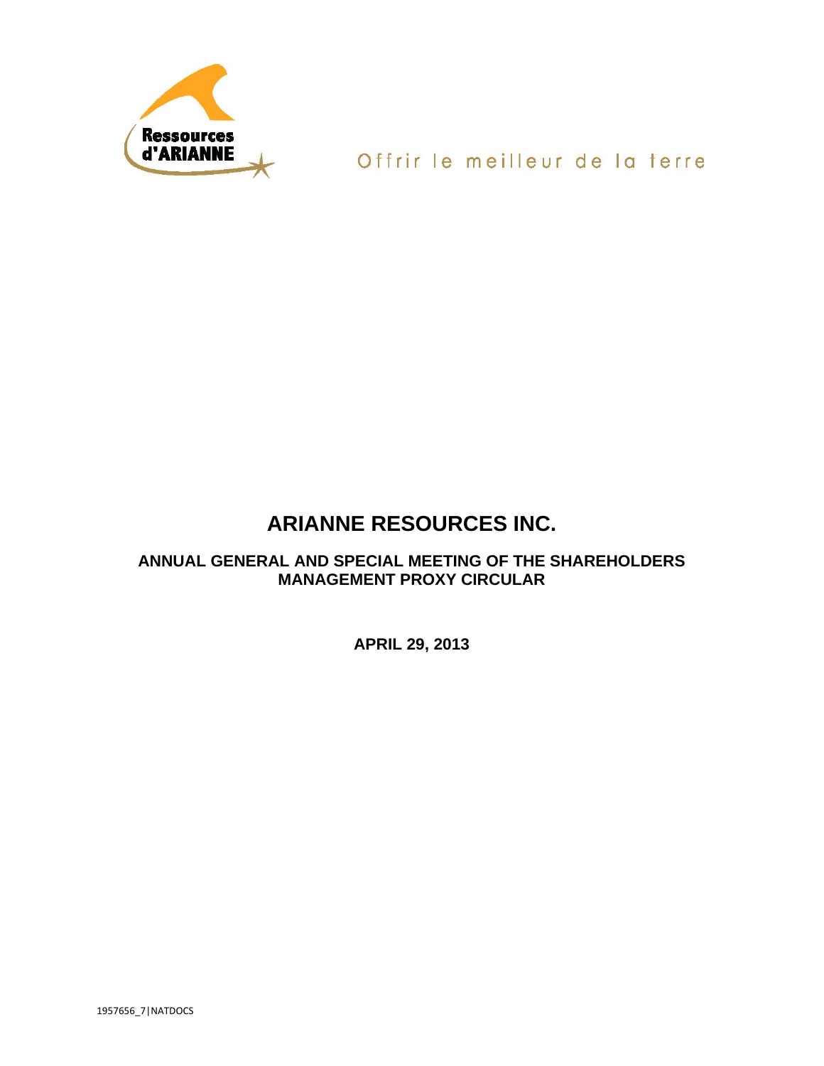Ressources d'ARIANNE

Offrir le meilleur de la terre

# ARIANNE RESOURCES INC.

## ANNUAL GENERAL AND SPECIAL MEETING OF THE SHAREHOLDERS
## MANAGEMENT PROXY CIRCULAR

**APRIL 29, 2013**

1957656_7|NATDOCS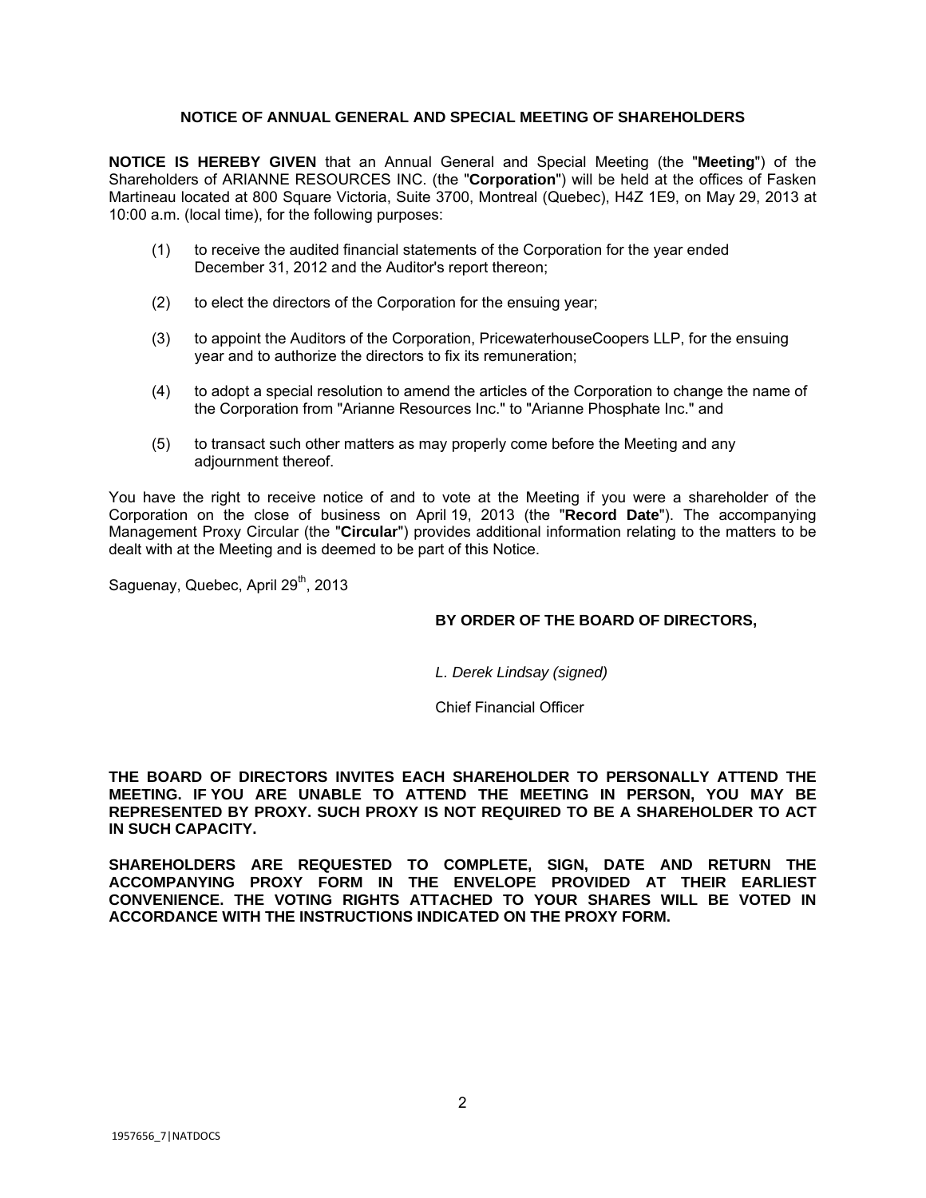## NOTICE OF ANNUAL GENERAL AND SPECIAL MEETING OF SHAREHOLDERS

**NOTICE IS HEREBY GIVEN** that an Annual General and Special Meeting (the "**Meeting**") of the Shareholders of ARIANNE RESOURCES INC. (the "**Corporation**") will be held at the offices of Fasken Martineau located at 800 Square Victoria, Suite 3700, Montreal (Quebec), H4Z 1E9, on May 29, 2013 at 10:00 a.m. (local time), for the following purposes:

(1) to receive the audited financial statements of the Corporation for the year ended December 31, 2012 and the Auditor's report thereon;

(2) to elect the directors of the Corporation for the ensuing year;

(3) to appoint the Auditors of the Corporation, PricewaterhouseCoopers LLP, for the ensuing year and to authorize the directors to fix its remuneration;

(4) to adopt a special resolution to amend the articles of the Corporation to change the name of the Corporation from "Arianne Resources Inc." to "Arianne Phosphate Inc." and

(5) to transact such other matters as may properly come before the Meeting and any adjournment thereof.

You have the right to receive notice of and to vote at the Meeting if you were a shareholder of the Corporation on the close of business on April 19, 2013 (the "**Record Date**"). The accompanying Management Proxy Circular (the "**Circular**") provides additional information relating to the matters to be dealt with at the Meeting and is deemed to be part of this Notice.

Saguenay, Quebec, April 29th, 2013

**BY ORDER OF THE BOARD OF DIRECTORS,**

*L. Derek Lindsay (signed)*

Chief Financial Officer

**THE BOARD OF DIRECTORS INVITES EACH SHAREHOLDER TO PERSONALLY ATTEND THE MEETING. IF YOU ARE UNABLE TO ATTEND THE MEETING IN PERSON, YOU MAY BE REPRESENTED BY PROXY. SUCH PROXY IS NOT REQUIRED TO BE A SHAREHOLDER TO ACT IN SUCH CAPACITY.**

**SHAREHOLDERS ARE REQUESTED TO COMPLETE, SIGN, DATE AND RETURN THE ACCOMPANYING PROXY FORM IN THE ENVELOPE PROVIDED AT THEIR EARLIEST CONVENIENCE. THE VOTING RIGHTS ATTACHED TO YOUR SHARES WILL BE VOTED IN ACCORDANCE WITH THE INSTRUCTIONS INDICATED ON THE PROXY FORM.**

1957656_7|NATDOCS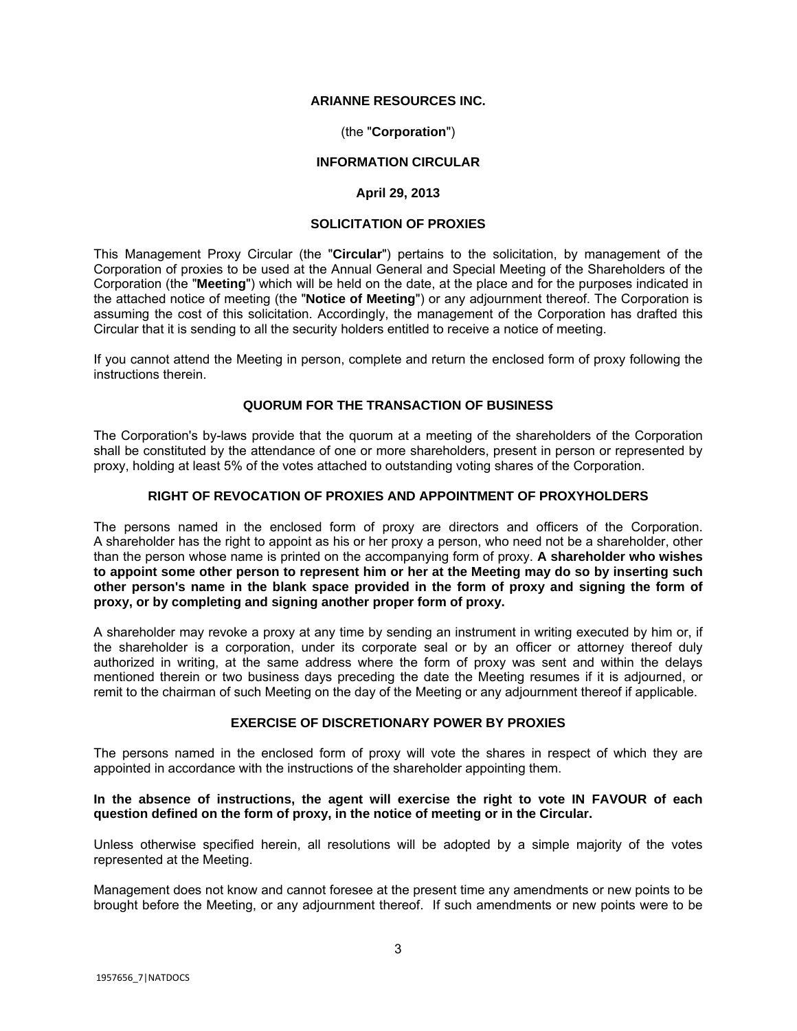**ARIANNE RESOURCES INC.**

(the "**Corporation**")

**INFORMATION CIRCULAR**

**April 29, 2013**

## SOLICITATION OF PROXIES

This Management Proxy Circular (the "**Circular**") pertains to the solicitation, by management of the Corporation of proxies to be used at the Annual General and Special Meeting of the Shareholders of the Corporation (the "**Meeting**") which will be held on the date, at the place and for the purposes indicated in the attached notice of meeting (the "**Notice of Meeting**") or any adjournment thereof. The Corporation is assuming the cost of this solicitation. Accordingly, the management of the Corporation has drafted this Circular that it is sending to all the security holders entitled to receive a notice of meeting.

If you cannot attend the Meeting in person, complete and return the enclosed form of proxy following the instructions therein.

## QUORUM FOR THE TRANSACTION OF BUSINESS

The Corporation's by-laws provide that the quorum at a meeting of the shareholders of the Corporation shall be constituted by the attendance of one or more shareholders, present in person or represented by proxy, holding at least 5% of the votes attached to outstanding voting shares of the Corporation.

## RIGHT OF REVOCATION OF PROXIES AND APPOINTMENT OF PROXYHOLDERS

The persons named in the enclosed form of proxy are directors and officers of the Corporation. A shareholder has the right to appoint as his or her proxy a person, who need not be a shareholder, other than the person whose name is printed on the accompanying form of proxy. **A shareholder who wishes to appoint some other person to represent him or her at the Meeting may do so by inserting such other person's name in the blank space provided in the form of proxy and signing the form of proxy, or by completing and signing another proper form of proxy.**

A shareholder may revoke a proxy at any time by sending an instrument in writing executed by him or, if the shareholder is a corporation, under its corporate seal or by an officer or attorney thereof duly authorized in writing, at the same address where the form of proxy was sent and within the delays mentioned therein or two business days preceding the date the Meeting resumes if it is adjourned, or remit to the chairman of such Meeting on the day of the Meeting or any adjournment thereof if applicable.

## EXERCISE OF DISCRETIONARY POWER BY PROXIES

The persons named in the enclosed form of proxy will vote the shares in respect of which they are appointed in accordance with the instructions of the shareholder appointing them.

**In the absence of instructions, the agent will exercise the right to vote IN FAVOUR of each question defined on the form of proxy, in the notice of meeting or in the Circular.**

Unless otherwise specified herein, all resolutions will be adopted by a simple majority of the votes represented at the Meeting.

Management does not know and cannot foresee at the present time any amendments or new points to be brought before the Meeting, or any adjournment thereof. If such amendments or new points were to be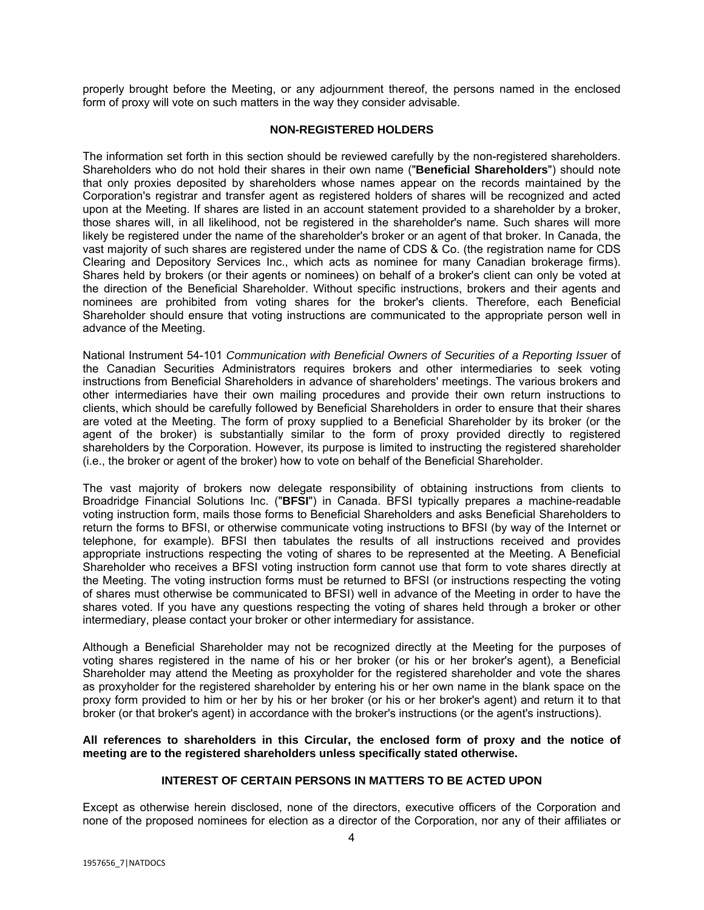properly brought before the Meeting, or any adjournment thereof, the persons named in the enclosed form of proxy will vote on such matters in the way they consider advisable.

## NON-REGISTERED HOLDERS

The information set forth in this section should be reviewed carefully by the non-registered shareholders. Shareholders who do not hold their shares in their own name ("**Beneficial Shareholders**") should note that only proxies deposited by shareholders whose names appear on the records maintained by the Corporation's registrar and transfer agent as registered holders of shares will be recognized and acted upon at the Meeting. If shares are listed in an account statement provided to a shareholder by a broker, those shares will, in all likelihood, not be registered in the shareholder's name. Such shares will more likely be registered under the name of the shareholder's broker or an agent of that broker. In Canada, the vast majority of such shares are registered under the name of CDS & Co. (the registration name for CDS Clearing and Depository Services Inc., which acts as nominee for many Canadian brokerage firms). Shares held by brokers (or their agents or nominees) on behalf of a broker's client can only be voted at the direction of the Beneficial Shareholder. Without specific instructions, brokers and their agents and nominees are prohibited from voting shares for the broker's clients. Therefore, each Beneficial Shareholder should ensure that voting instructions are communicated to the appropriate person well in advance of the Meeting.

National Instrument 54-101 *Communication with Beneficial Owners of Securities of a Reporting Issuer* of the Canadian Securities Administrators requires brokers and other intermediaries to seek voting instructions from Beneficial Shareholders in advance of shareholders' meetings. The various brokers and other intermediaries have their own mailing procedures and provide their own return instructions to clients, which should be carefully followed by Beneficial Shareholders in order to ensure that their shares are voted at the Meeting. The form of proxy supplied to a Beneficial Shareholder by its broker (or the agent of the broker) is substantially similar to the form of proxy provided directly to registered shareholders by the Corporation. However, its purpose is limited to instructing the registered shareholder (i.e., the broker or agent of the broker) how to vote on behalf of the Beneficial Shareholder.

The vast majority of brokers now delegate responsibility of obtaining instructions from clients to Broadridge Financial Solutions Inc. ("**BFSI**") in Canada. BFSI typically prepares a machine-readable voting instruction form, mails those forms to Beneficial Shareholders and asks Beneficial Shareholders to return the forms to BFSI, or otherwise communicate voting instructions to BFSI (by way of the Internet or telephone, for example). BFSI then tabulates the results of all instructions received and provides appropriate instructions respecting the voting of shares to be represented at the Meeting. A Beneficial Shareholder who receives a BFSI voting instruction form cannot use that form to vote shares directly at the Meeting. The voting instruction forms must be returned to BFSI (or instructions respecting the voting of shares must otherwise be communicated to BFSI) well in advance of the Meeting in order to have the shares voted. If you have any questions respecting the voting of shares held through a broker or other intermediary, please contact your broker or other intermediary for assistance.

Although a Beneficial Shareholder may not be recognized directly at the Meeting for the purposes of voting shares registered in the name of his or her broker (or his or her broker's agent), a Beneficial Shareholder may attend the Meeting as proxyholder for the registered shareholder and vote the shares as proxyholder for the registered shareholder by entering his or her own name in the blank space on the proxy form provided to him or her by his or her broker (or his or her broker's agent) and return it to that broker (or that broker's agent) in accordance with the broker's instructions (or the agent's instructions).

**All references to shareholders in this Circular, the enclosed form of proxy and the notice of meeting are to the registered shareholders unless specifically stated otherwise.**

## INTEREST OF CERTAIN PERSONS IN MATTERS TO BE ACTED UPON

Except as otherwise herein disclosed, none of the directors, executive officers of the Corporation and none of the proposed nominees for election as a director of the Corporation, nor any of their affiliates or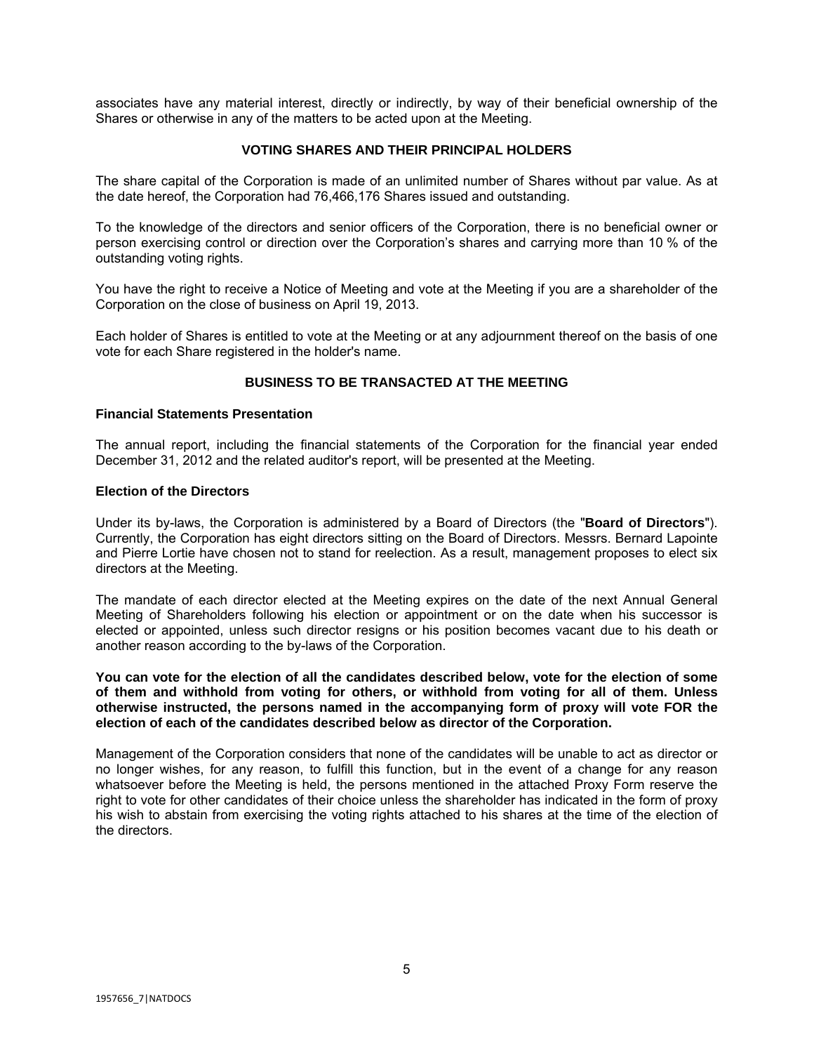associates have any material interest, directly or indirectly, by way of their beneficial ownership of the Shares or otherwise in any of the matters to be acted upon at the Meeting.

## VOTING SHARES AND THEIR PRINCIPAL HOLDERS

The share capital of the Corporation is made of an unlimited number of Shares without par value. As at the date hereof, the Corporation had 76,466,176 Shares issued and outstanding.

To the knowledge of the directors and senior officers of the Corporation, there is no beneficial owner or person exercising control or direction over the Corporation's shares and carrying more than 10 % of the outstanding voting rights.

You have the right to receive a Notice of Meeting and vote at the Meeting if you are a shareholder of the Corporation on the close of business on April 19, 2013.

Each holder of Shares is entitled to vote at the Meeting or at any adjournment thereof on the basis of one vote for each Share registered in the holder's name.

## BUSINESS TO BE TRANSACTED AT THE MEETING

### Financial Statements Presentation

The annual report, including the financial statements of the Corporation for the financial year ended December 31, 2012 and the related auditor's report, will be presented at the Meeting.

### Election of the Directors

Under its by-laws, the Corporation is administered by a Board of Directors (the "**Board of Directors**"). Currently, the Corporation has eight directors sitting on the Board of Directors. Messrs. Bernard Lapointe and Pierre Lortie have chosen not to stand for reelection. As a result, management proposes to elect six directors at the Meeting.

The mandate of each director elected at the Meeting expires on the date of the next Annual General Meeting of Shareholders following his election or appointment or on the date when his successor is elected or appointed, unless such director resigns or his position becomes vacant due to his death or another reason according to the by-laws of the Corporation.

**You can vote for the election of all the candidates described below, vote for the election of some of them and withhold from voting for others, or withhold from voting for all of them. Unless otherwise instructed, the persons named in the accompanying form of proxy will vote FOR the election of each of the candidates described below as director of the Corporation.**

Management of the Corporation considers that none of the candidates will be unable to act as director or no longer wishes, for any reason, to fulfill this function, but in the event of a change for any reason whatsoever before the Meeting is held, the persons mentioned in the attached Proxy Form reserve the right to vote for other candidates of their choice unless the shareholder has indicated in the form of proxy his wish to abstain from exercising the voting rights attached to his shares at the time of the election of the directors.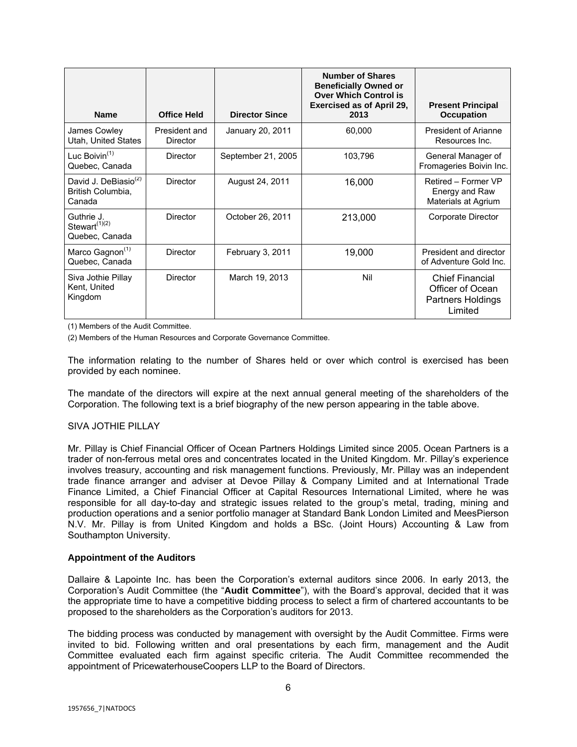| Name | Office Held | Director Since | Number of Shares Beneficially Owned or Over Which Control is Exercised as of April 29, 2013 | Present Principal Occupation |
|---|---|---|---|---|
| James Cowley Utah, United States | President and Director | January 20, 2011 | 60,000 | President of Arianne Resources Inc. |
| Luc Boivin(1) Quebec, Canada | Director | September 21, 2005 | 103,796 | General Manager of Fromageries Boivin Inc. |
| David J. DeBiasio(2) British Columbia, Canada | Director | August 24, 2011 | 16,000 | Retired – Former VP Energy and Raw Materials at Agrium |
| Guthrie J. Stewart(1)(2) Quebec, Canada | Director | October 26, 2011 | 213,000 | Corporate Director |
| Marco Gagnon(1) Quebec, Canada | Director | February 3, 2011 | 19,000 | President and director of Adventure Gold Inc. |
| Siva Jothie Pillay Kent, United Kingdom | Director | March 19, 2013 | Nil | Chief Financial Officer of Ocean Partners Holdings Limited |

(1) Members of the Audit Committee.

(2) Members of the Human Resources and Corporate Governance Committee.

The information relating to the number of Shares held or over which control is exercised has been provided by each nominee.

The mandate of the directors will expire at the next annual general meeting of the shareholders of the Corporation. The following text is a brief biography of the new person appearing in the table above.

SIVA JOTHIE PILLAY

Mr. Pillay is Chief Financial Officer of Ocean Partners Holdings Limited since 2005. Ocean Partners is a trader of non-ferrous metal ores and concentrates located in the United Kingdom. Mr. Pillay's experience involves treasury, accounting and risk management functions. Previously, Mr. Pillay was an independent trade finance arranger and adviser at Devoe Pillay & Company Limited and at International Trade Finance Limited, a Chief Financial Officer at Capital Resources International Limited, where he was responsible for all day-to-day and strategic issues related to the group's metal, trading, mining and production operations and a senior portfolio manager at Standard Bank London Limited and MeesPierson N.V. Mr. Pillay is from United Kingdom and holds a BSc. (Joint Hours) Accounting & Law from Southampton University.

**Appointment of the Auditors**

Dallaire & Lapointe Inc. has been the Corporation's external auditors since 2006. In early 2013, the Corporation's Audit Committee (the "**Audit Committee**"), with the Board's approval, decided that it was the appropriate time to have a competitive bidding process to select a firm of chartered accountants to be proposed to the shareholders as the Corporation's auditors for 2013.

The bidding process was conducted by management with oversight by the Audit Committee. Firms were invited to bid. Following written and oral presentations by each firm, management and the Audit Committee evaluated each firm against specific criteria. The Audit Committee recommended the appointment of PricewaterhouseCoopers LLP to the Board of Directors.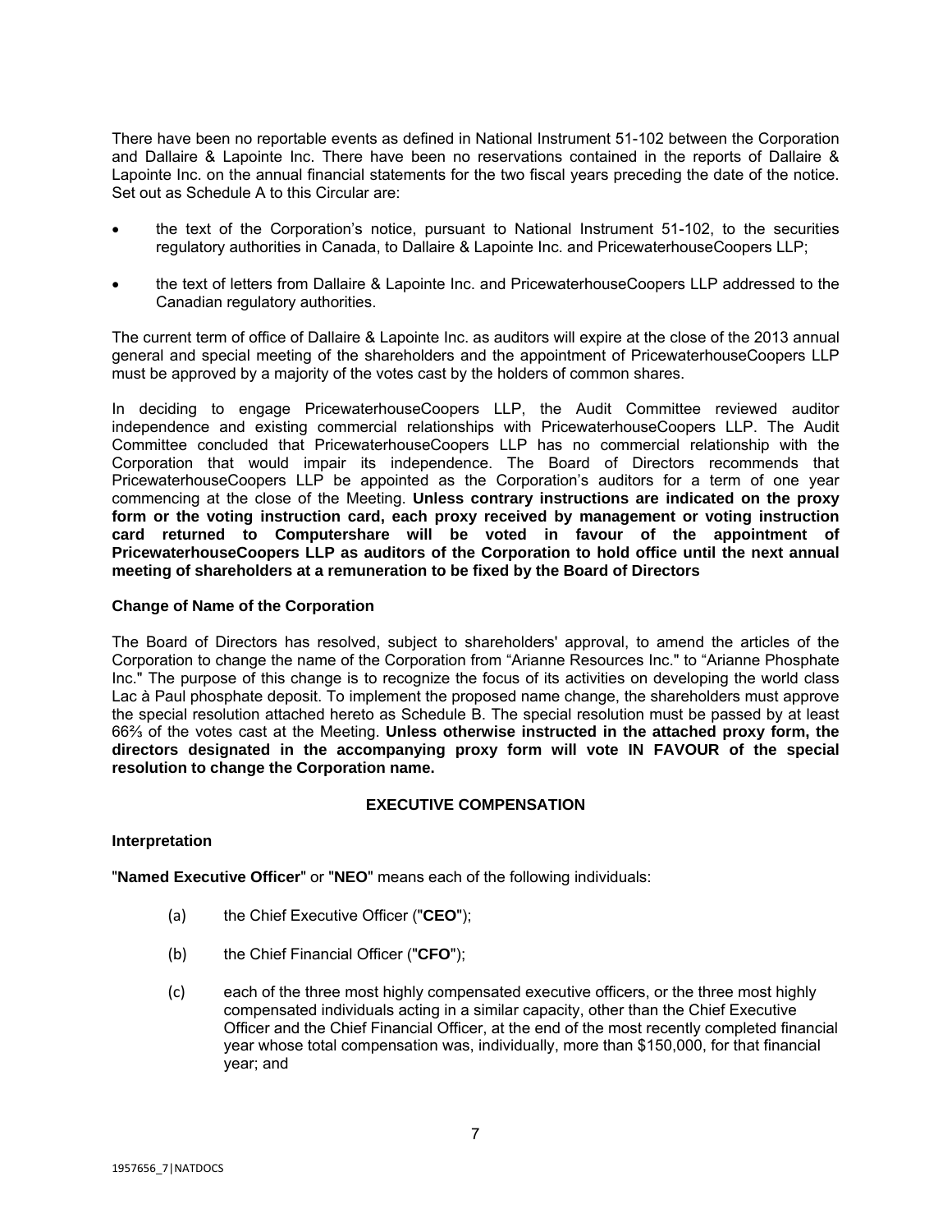There have been no reportable events as defined in National Instrument 51-102 between the Corporation and Dallaire & Lapointe Inc. There have been no reservations contained in the reports of Dallaire & Lapointe Inc. on the annual financial statements for the two fiscal years preceding the date of the notice. Set out as Schedule A to this Circular are:

- the text of the Corporation's notice, pursuant to National Instrument 51-102, to the securities regulatory authorities in Canada, to Dallaire & Lapointe Inc. and PricewaterhouseCoopers LLP;
- the text of letters from Dallaire & Lapointe Inc. and PricewaterhouseCoopers LLP addressed to the Canadian regulatory authorities.

The current term of office of Dallaire & Lapointe Inc. as auditors will expire at the close of the 2013 annual general and special meeting of the shareholders and the appointment of PricewaterhouseCoopers LLP must be approved by a majority of the votes cast by the holders of common shares.

In deciding to engage PricewaterhouseCoopers LLP, the Audit Committee reviewed auditor independence and existing commercial relationships with PricewaterhouseCoopers LLP. The Audit Committee concluded that PricewaterhouseCoopers LLP has no commercial relationship with the Corporation that would impair its independence. The Board of Directors recommends that PricewaterhouseCoopers LLP be appointed as the Corporation's auditors for a term of one year commencing at the close of the Meeting. **Unless contrary instructions are indicated on the proxy form or the voting instruction card, each proxy received by management or voting instruction card returned to Computershare will be voted in favour of the appointment of PricewaterhouseCoopers LLP as auditors of the Corporation to hold office until the next annual meeting of shareholders at a remuneration to be fixed by the Board of Directors**

**Change of Name of the Corporation**

The Board of Directors has resolved, subject to shareholders' approval, to amend the articles of the Corporation to change the name of the Corporation from "Arianne Resources Inc." to "Arianne Phosphate Inc." The purpose of this change is to recognize the focus of its activities on developing the world class Lac à Paul phosphate deposit. To implement the proposed name change, the shareholders must approve the special resolution attached hereto as Schedule B. The special resolution must be passed by at least 66⅔ of the votes cast at the Meeting. **Unless otherwise instructed in the attached proxy form, the directors designated in the accompanying proxy form will vote IN FAVOUR of the special resolution to change the Corporation name.**

## EXECUTIVE COMPENSATION

**Interpretation**

"**Named Executive Officer**" or "**NEO**" means each of the following individuals:

(a) the Chief Executive Officer ("**CEO**");

(b) the Chief Financial Officer ("**CFO**");

(c) each of the three most highly compensated executive officers, or the three most highly compensated individuals acting in a similar capacity, other than the Chief Executive Officer and the Chief Financial Officer, at the end of the most recently completed financial year whose total compensation was, individually, more than $150,000, for that financial year; and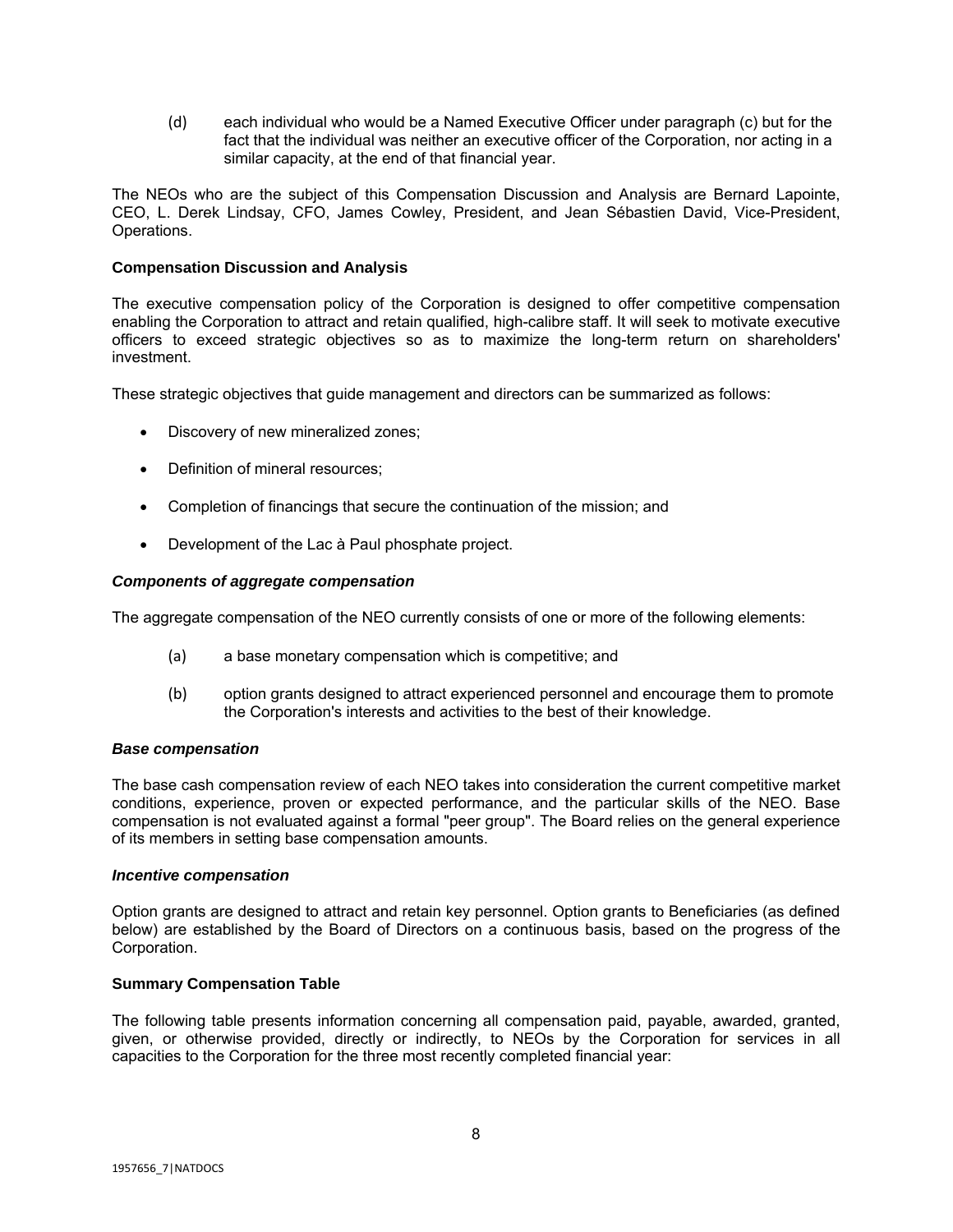(d) each individual who would be a Named Executive Officer under paragraph (c) but for the fact that the individual was neither an executive officer of the Corporation, nor acting in a similar capacity, at the end of that financial year.

The NEOs who are the subject of this Compensation Discussion and Analysis are Bernard Lapointe, CEO, L. Derek Lindsay, CFO, James Cowley, President, and Jean Sébastien David, Vice-President, Operations.

**Compensation Discussion and Analysis**

The executive compensation policy of the Corporation is designed to offer competitive compensation enabling the Corporation to attract and retain qualified, high-calibre staff. It will seek to motivate executive officers to exceed strategic objectives so as to maximize the long-term return on shareholders' investment.

These strategic objectives that guide management and directors can be summarized as follows:

- Discovery of new mineralized zones;
- Definition of mineral resources;
- Completion of financings that secure the continuation of the mission; and
- Development of the Lac à Paul phosphate project.

***Components of aggregate compensation***

The aggregate compensation of the NEO currently consists of one or more of the following elements:

(a) a base monetary compensation which is competitive; and

(b) option grants designed to attract experienced personnel and encourage them to promote the Corporation's interests and activities to the best of their knowledge.

***Base compensation***

The base cash compensation review of each NEO takes into consideration the current competitive market conditions, experience, proven or expected performance, and the particular skills of the NEO. Base compensation is not evaluated against a formal "peer group". The Board relies on the general experience of its members in setting base compensation amounts.

***Incentive compensation***

Option grants are designed to attract and retain key personnel. Option grants to Beneficiaries (as defined below) are established by the Board of Directors on a continuous basis, based on the progress of the Corporation.

**Summary Compensation Table**

The following table presents information concerning all compensation paid, payable, awarded, granted, given, or otherwise provided, directly or indirectly, to NEOs by the Corporation for services in all capacities to the Corporation for the three most recently completed financial year: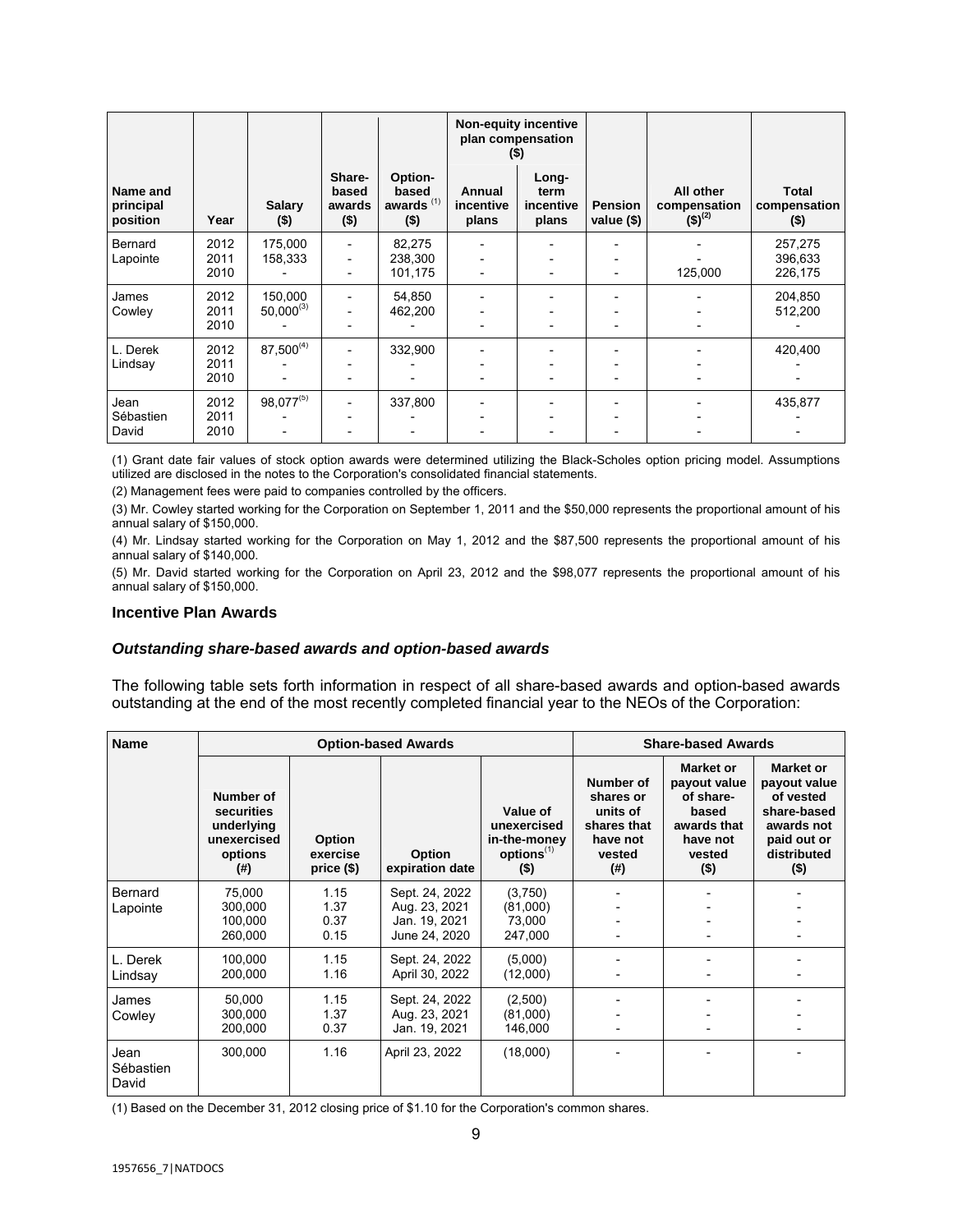| Name and principal position | Year | Salary ($) | Share-based awards ($) | Option-based awards [(1)] ($) | Non-equity incentive plan compensation ($) | | Pension value ($) | All other compensation ($)[(2)] | Total compensation ($) |
|---|---|---|---|---|---|---|---|---|---|
| | | | | | Annual incentive plans | Long-term incentive plans | | | |
| Bernard Lapointe | 2012 | 175,000 | - | 82,275 | - | - | - | - | 257,275 |
| | 2011 | 158,333 | - | 238,300 | - | - | - | - | 396,633 |
| | 2010 | - | - | 101,175 | - | - | - | 125,000 | 226,175 |
| James Cowley | 2012 | 150,000 | - | 54,850 | - | - | - | - | 204,850 |
| | 2011 | 50,000[(3)] | - | 462,200 | - | - | - | - | 512,200 |
| | 2010 | - | - | - | - | - | - | - | - |
| L. Derek Lindsay | 2012 | 87,500[(4)] | - | 332,900 | - | - | - | - | 420,400 |
| | 2011 | - | - | - | - | - | - | - | - |
| | 2010 | - | - | - | - | - | - | - | - |
| Jean Sébastien David | 2012 | 98,077[(5)] | - | 337,800 | - | - | - | - | 435,877 |
| | 2011 | - | - | - | - | - | - | - | - |
| | 2010 | - | - | - | - | - | - | - | - |

(1) Grant date fair values of stock option awards were determined utilizing the Black-Scholes option pricing model. Assumptions utilized are disclosed in the notes to the Corporation's consolidated financial statements.

(2) Management fees were paid to companies controlled by the officers.

(3) Mr. Cowley started working for the Corporation on September 1, 2011 and the $50,000 represents the proportional amount of his annual salary of $150,000.

(4) Mr. Lindsay started working for the Corporation on May 1, 2012 and the $87,500 represents the proportional amount of his annual salary of $140,000.

(5) Mr. David started working for the Corporation on April 23, 2012 and the $98,077 represents the proportional amount of his annual salary of $150,000.

### Incentive Plan Awards

#### *Outstanding share-based awards and option-based awards*

The following table sets forth information in respect of all share-based awards and option-based awards outstanding at the end of the most recently completed financial year to the NEOs of the Corporation:

| Name | Option-based Awards | | | | Share-based Awards | | |
|---|---|---|---|---|---|---|---|
| | Number of securities underlying unexercised options (#) | Option exercise price ($) | Option expiration date | Value of unexercised in-the-money options[(1)] ($) | Number of shares or units of shares that have not vested (#) | Market or payout value of share-based awards that have not vested ($) | Market or payout value of vested share-based awards not paid out or distributed ($) |
| Bernard Lapointe | 75,000 | 1.15 | Sept. 24, 2022 | (3,750) | - | - | - |
| | 300,000 | 1.37 | Aug. 23, 2021 | (81,000) | - | - | - |
| | 100,000 | 0.37 | Jan. 19, 2021 | 73,000 | - | - | - |
| | 260,000 | 0.15 | June 24, 2020 | 247,000 | - | - | - |
| L. Derek Lindsay | 100,000 | 1.15 | Sept. 24, 2022 | (5,000) | - | - | - |
| | 200,000 | 1.16 | April 30, 2022 | (12,000) | - | - | - |
| James Cowley | 50,000 | 1.15 | Sept. 24, 2022 | (2,500) | - | - | - |
| | 300,000 | 1.37 | Aug. 23, 2021 | (81,000) | - | - | - |
| | 200,000 | 0.37 | Jan. 19, 2021 | 146,000 | - | - | - |
| Jean Sébastien David | 300,000 | 1.16 | April 23, 2022 | (18,000) | - | - | - |

(1) Based on the December 31, 2012 closing price of $1.10 for the Corporation's common shares.

1957656_7|NATDOCS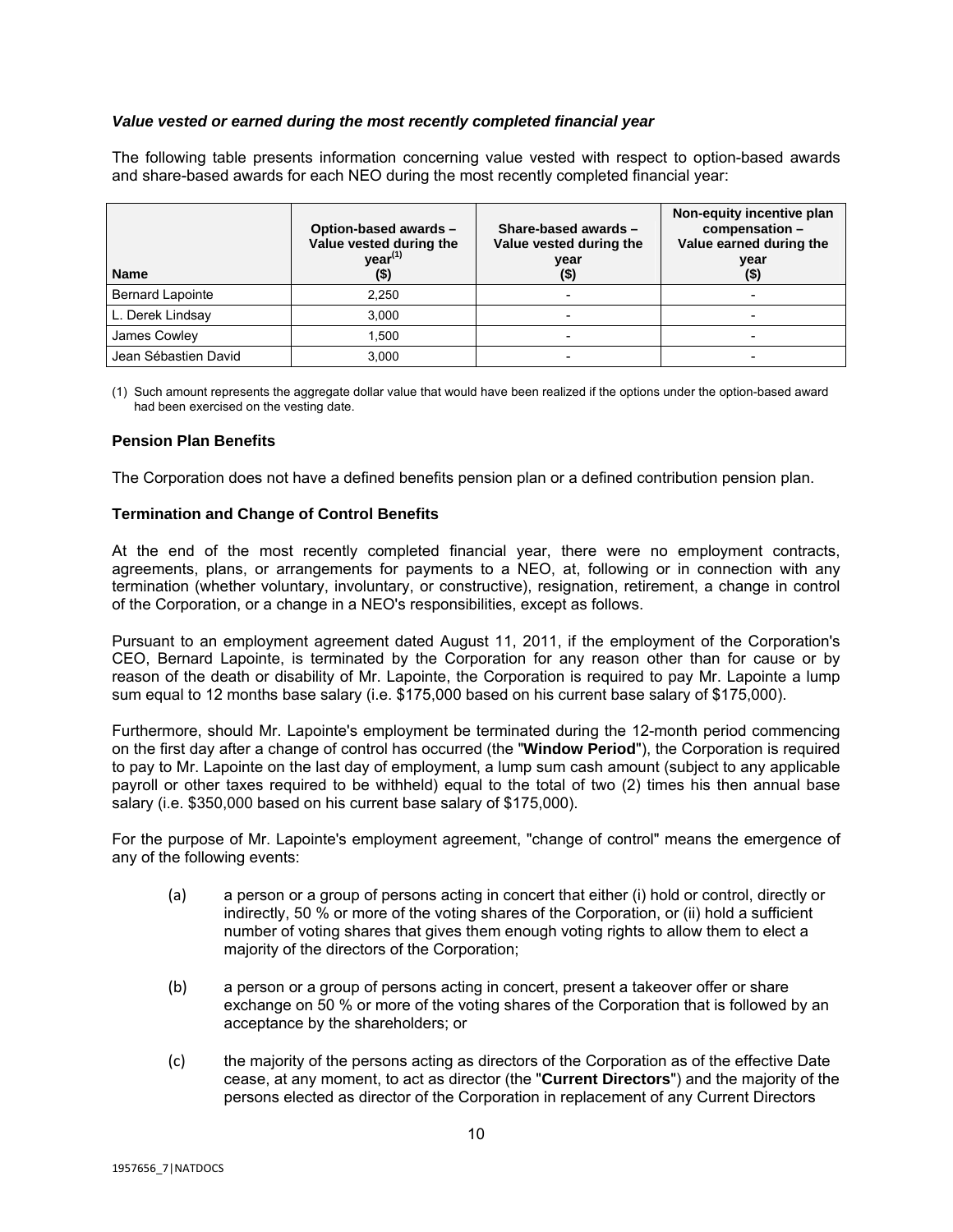### *Value vested or earned during the most recently completed financial year*

The following table presents information concerning value vested with respect to option-based awards and share-based awards for each NEO during the most recently completed financial year:

| Name | Option-based awards – Value vested during the year[(1)] ($) | Share-based awards – Value vested during the year ($) | Non-equity incentive plan compensation – Value earned during the year ($) |
|---|---|---|---|
| Bernard Lapointe | 2,250 | - | - |
| L. Derek Lindsay | 3,000 | - | - |
| James Cowley | 1,500 | - | - |
| Jean Sébastien David | 3,000 | - | - |

(1) Such amount represents the aggregate dollar value that would have been realized if the options under the option-based award had been exercised on the vesting date.

**Pension Plan Benefits**

The Corporation does not have a defined benefits pension plan or a defined contribution pension plan.

**Termination and Change of Control Benefits**

At the end of the most recently completed financial year, there were no employment contracts, agreements, plans, or arrangements for payments to a NEO, at, following or in connection with any termination (whether voluntary, involuntary, or constructive), resignation, retirement, a change in control of the Corporation, or a change in a NEO's responsibilities, except as follows.

Pursuant to an employment agreement dated August 11, 2011, if the employment of the Corporation's CEO, Bernard Lapointe, is terminated by the Corporation for any reason other than for cause or by reason of the death or disability of Mr. Lapointe, the Corporation is required to pay Mr. Lapointe a lump sum equal to 12 months base salary (i.e. $175,000 based on his current base salary of $175,000).

Furthermore, should Mr. Lapointe's employment be terminated during the 12-month period commencing on the first day after a change of control has occurred (the "**Window Period**"), the Corporation is required to pay to Mr. Lapointe on the last day of employment, a lump sum cash amount (subject to any applicable payroll or other taxes required to be withheld) equal to the total of two (2) times his then annual base salary (i.e. $350,000 based on his current base salary of $175,000).

For the purpose of Mr. Lapointe's employment agreement, "change of control" means the emergence of any of the following events:

(a) a person or a group of persons acting in concert that either (i) hold or control, directly or indirectly, 50 % or more of the voting shares of the Corporation, or (ii) hold a sufficient number of voting shares that gives them enough voting rights to allow them to elect a majority of the directors of the Corporation;

(b) a person or a group of persons acting in concert, present a takeover offer or share exchange on 50 % or more of the voting shares of the Corporation that is followed by an acceptance by the shareholders; or

(c) the majority of the persons acting as directors of the Corporation as of the effective Date cease, at any moment, to act as director (the "**Current Directors**") and the majority of the persons elected as director of the Corporation in replacement of any Current Directors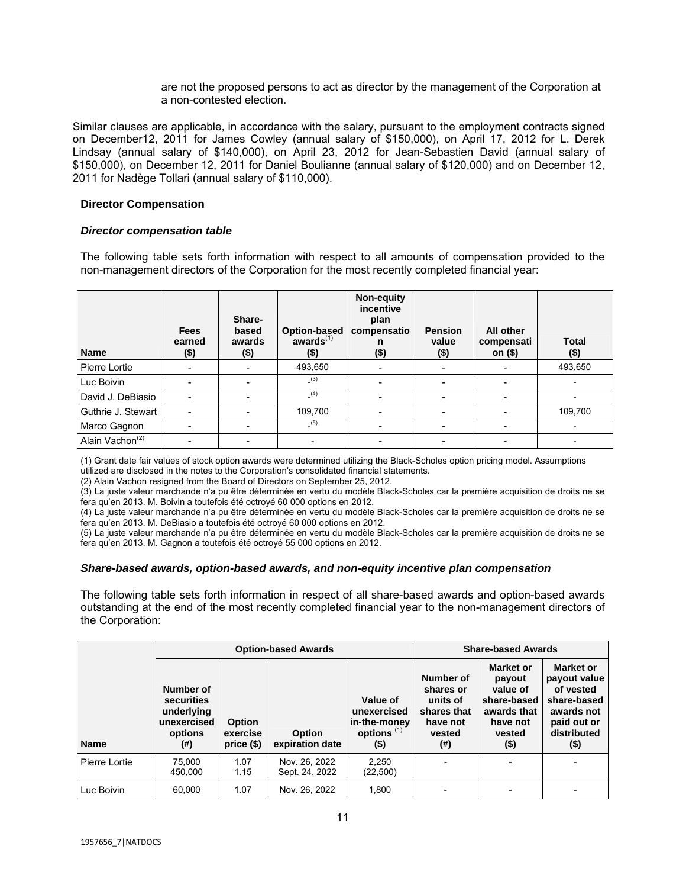are not the proposed persons to act as director by the management of the Corporation at a non-contested election.

Similar clauses are applicable, in accordance with the salary, pursuant to the employment contracts signed on December12, 2011 for James Cowley (annual salary of $150,000), on April 17, 2012 for L. Derek Lindsay (annual salary of $140,000), on April 23, 2012 for Jean-Sebastien David (annual salary of $150,000), on December 12, 2011 for Daniel Boulianne (annual salary of $120,000) and on December 12, 2011 for Nadège Tollari (annual salary of $110,000).

**Director Compensation**

***Director compensation table***

The following table sets forth information with respect to all amounts of compensation provided to the non-management directors of the Corporation for the most recently completed financial year:

| Name | Fees earned ($) | Share-based awards ($) | Option-based awards[(1)] ($) | Non-equity incentive plan compensation ($) | Pension value ($) | All other compensation ($) | Total ($) |
|---|---|---|---|---|---|---|---|
| Pierre Lortie | - | - | 493,650 | - | - | - | 493,650 |
| Luc Boivin | - | - | -[(3)] | - | - | - | - |
| David J. DeBiasio | - | - | -[(4)] | - | - | - | - |
| Guthrie J. Stewart | - | - | 109,700 | - | - | - | 109,700 |
| Marco Gagnon | - | - | -[(5)] | - | - | - | - |
| Alain Vachon[(2)] | - | - | - | - | - | - | - |

(1) Grant date fair values of stock option awards were determined utilizing the Black-Scholes option pricing model. Assumptions utilized are disclosed in the notes to the Corporation's consolidated financial statements.
(2) Alain Vachon resigned from the Board of Directors on September 25, 2012.
(3) La juste valeur marchande n'a pu être déterminée en vertu du modèle Black-Scholes car la première acquisition de droits ne se fera qu'en 2013. M. Boivin a toutefois été octroyé 60 000 options en 2012.
(4) La juste valeur marchande n'a pu être déterminée en vertu du modèle Black-Scholes car la première acquisition de droits ne se fera qu'en 2013. M. DeBiasio a toutefois été octroyé 60 000 options en 2012.
(5) La juste valeur marchande n'a pu être déterminée en vertu du modèle Black-Scholes car la première acquisition de droits ne se fera qu'en 2013. M. Gagnon a toutefois été octroyé 55 000 options en 2012.

***Share-based awards, option-based awards, and non-equity incentive plan compensation***

The following table sets forth information in respect of all share-based awards and option-based awards outstanding at the end of the most recently completed financial year to the non-management directors of the Corporation:

| | Option-based Awards | | | | Share-based Awards | | |
|---|---|---|---|---|---|---|---|
| Name | Number of securities underlying unexercised options (#) | Option exercise price ($) | Option expiration date | Value of unexercised in-the-money options [(1)] ($) | Number of shares or units of shares that have not vested (#) | Market or payout value of share-based awards that have not vested ($) | Market or payout value of vested share-based awards not paid out or distributed ($) |
| Pierre Lortie | 75,000<br>450,000 | 1.07<br>1.15 | Nov. 26, 2022<br>Sept. 24, 2022 | 2,250<br>(22,500) | - | - | - |
| Luc Boivin | 60,000 | 1.07 | Nov. 26, 2022 | 1,800 | - | - | - |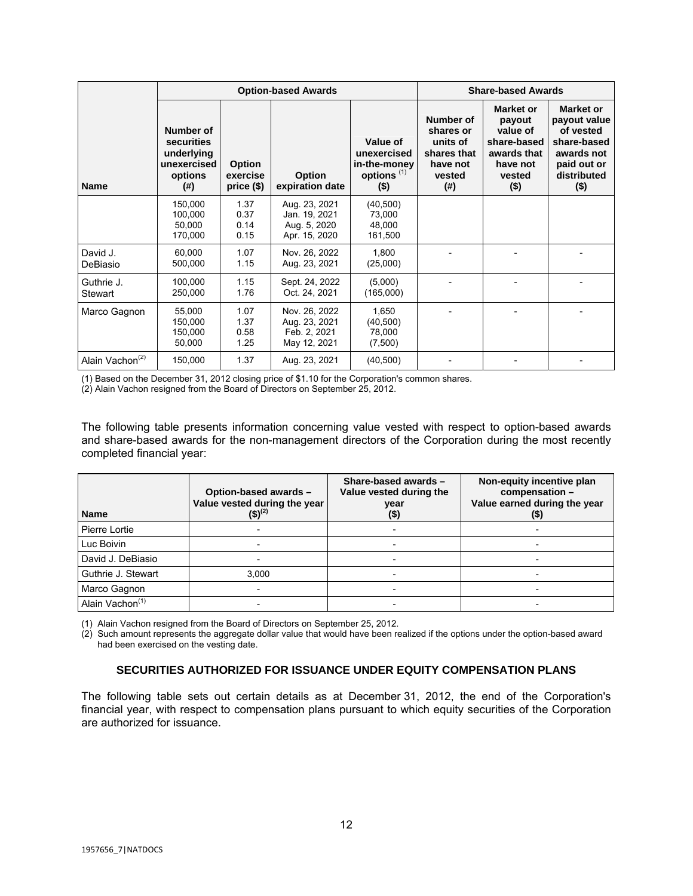| Name | Option-based Awards | | | | Share-based Awards | | |
|---|---|---|---|---|---|---|---|
| | Number of securities underlying unexercised options (#) | Option exercise price ($) | Option expiration date | Value of unexercised in-the-money options [(1)] ($) | Number of shares or units of shares that have not vested (#) | Market or payout value of share-based awards that have not vested ($) | Market or payout value of vested share-based awards not paid out or distributed ($) |
| | 150,000<br>100,000<br>50,000<br>170,000 | 1.37<br>0.37<br>0.14<br>0.15 | Aug. 23, 2021<br>Jan. 19, 2021<br>Aug. 5, 2020<br>Apr. 15, 2020 | (40,500)<br>73,000<br>48,000<br>161,500 | | | |
| David J. DeBiasio | 60,000<br>500,000 | 1.07<br>1.15 | Nov. 26, 2022<br>Aug. 23, 2021 | 1,800<br>(25,000) | - | - | - |
| Guthrie J. Stewart | 100,000<br>250,000 | 1.15<br>1.76 | Sept. 24, 2022<br>Oct. 24, 2021 | (5,000)<br>(165,000) | - | - | - |
| Marco Gagnon | 55,000<br>150,000<br>150,000<br>50,000 | 1.07<br>1.37<br>0.58<br>1.25 | Nov. 26, 2022<br>Aug. 23, 2021<br>Feb. 2, 2021<br>May 12, 2021 | 1,650<br>(40,500)<br>78,000<br>(7,500) | - | - | - |
| Alain Vachon[(2)] | 150,000 | 1.37 | Aug. 23, 2021 | (40,500) | - | - | - |

(1) Based on the December 31, 2012 closing price of $1.10 for the Corporation's common shares.
(2) Alain Vachon resigned from the Board of Directors on September 25, 2012.

The following table presents information concerning value vested with respect to option-based awards and share-based awards for the non-management directors of the Corporation during the most recently completed financial year:

| Name | Option-based awards – Value vested during the year ($)[(2)] | Share-based awards – Value vested during the year ($) | Non-equity incentive plan compensation – Value earned during the year ($) |
|---|---|---|---|
| Pierre Lortie | - | - | - |
| Luc Boivin | - | - | - |
| David J. DeBiasio | - | - | - |
| Guthrie J. Stewart | 3,000 | - | - |
| Marco Gagnon | - | - | - |
| Alain Vachon[(1)] | - | - | - |

(1) Alain Vachon resigned from the Board of Directors on September 25, 2012.
(2) Such amount represents the aggregate dollar value that would have been realized if the options under the option-based award had been exercised on the vesting date.

### SECURITIES AUTHORIZED FOR ISSUANCE UNDER EQUITY COMPENSATION PLANS

The following table sets out certain details as at December 31, 2012, the end of the Corporation's financial year, with respect to compensation plans pursuant to which equity securities of the Corporation are authorized for issuance.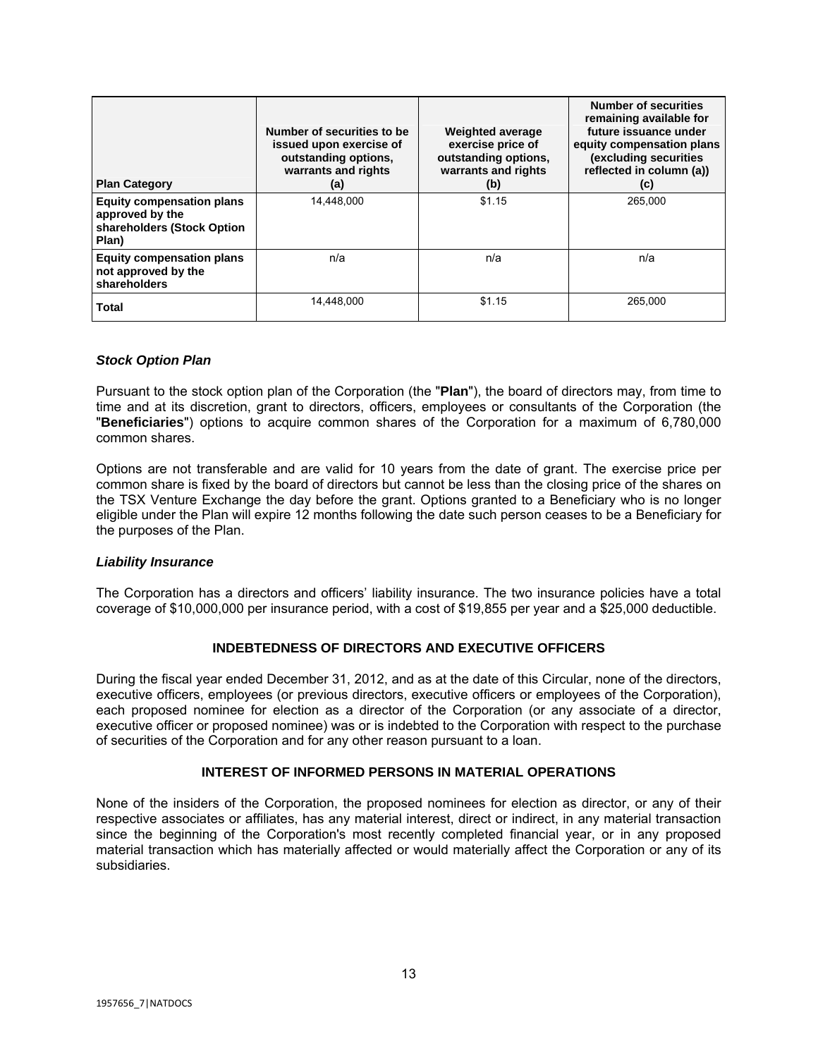| Plan Category | Number of securities to be issued upon exercise of outstanding options, warrants and rights (a) | Weighted average exercise price of outstanding options, warrants and rights (b) | Number of securities remaining available for future issuance under equity compensation plans (excluding securities reflected in column (a)) (c) |
|---|---|---|---|
| **Equity compensation plans approved by the shareholders (Stock Option Plan)** | 14,448,000 | $1.15 | 265,000 |
| **Equity compensation plans not approved by the shareholders** | n/a | n/a | n/a |
| **Total** | 14,448,000 | $1.15 | 265,000 |

***Stock Option Plan***

Pursuant to the stock option plan of the Corporation (the "**Plan**"), the board of directors may, from time to time and at its discretion, grant to directors, officers, employees or consultants of the Corporation (the "**Beneficiaries**") options to acquire common shares of the Corporation for a maximum of 6,780,000 common shares.

Options are not transferable and are valid for 10 years from the date of grant. The exercise price per common share is fixed by the board of directors but cannot be less than the closing price of the shares on the TSX Venture Exchange the day before the grant. Options granted to a Beneficiary who is no longer eligible under the Plan will expire 12 months following the date such person ceases to be a Beneficiary for the purposes of the Plan.

***Liability Insurance***

The Corporation has a directors and officers' liability insurance. The two insurance policies have a total coverage of $10,000,000 per insurance period, with a cost of $19,855 per year and a $25,000 deductible.

## INDEBTEDNESS OF DIRECTORS AND EXECUTIVE OFFICERS

During the fiscal year ended December 31, 2012, and as at the date of this Circular, none of the directors, executive officers, employees (or previous directors, executive officers or employees of the Corporation), each proposed nominee for election as a director of the Corporation (or any associate of a director, executive officer or proposed nominee) was or is indebted to the Corporation with respect to the purchase of securities of the Corporation and for any other reason pursuant to a loan.

## INTEREST OF INFORMED PERSONS IN MATERIAL OPERATIONS

None of the insiders of the Corporation, the proposed nominees for election as director, or any of their respective associates or affiliates, has any material interest, direct or indirect, in any material transaction since the beginning of the Corporation's most recently completed financial year, or in any proposed material transaction which has materially affected or would materially affect the Corporation or any of its subsidiaries.

1957656_7|NATDOCS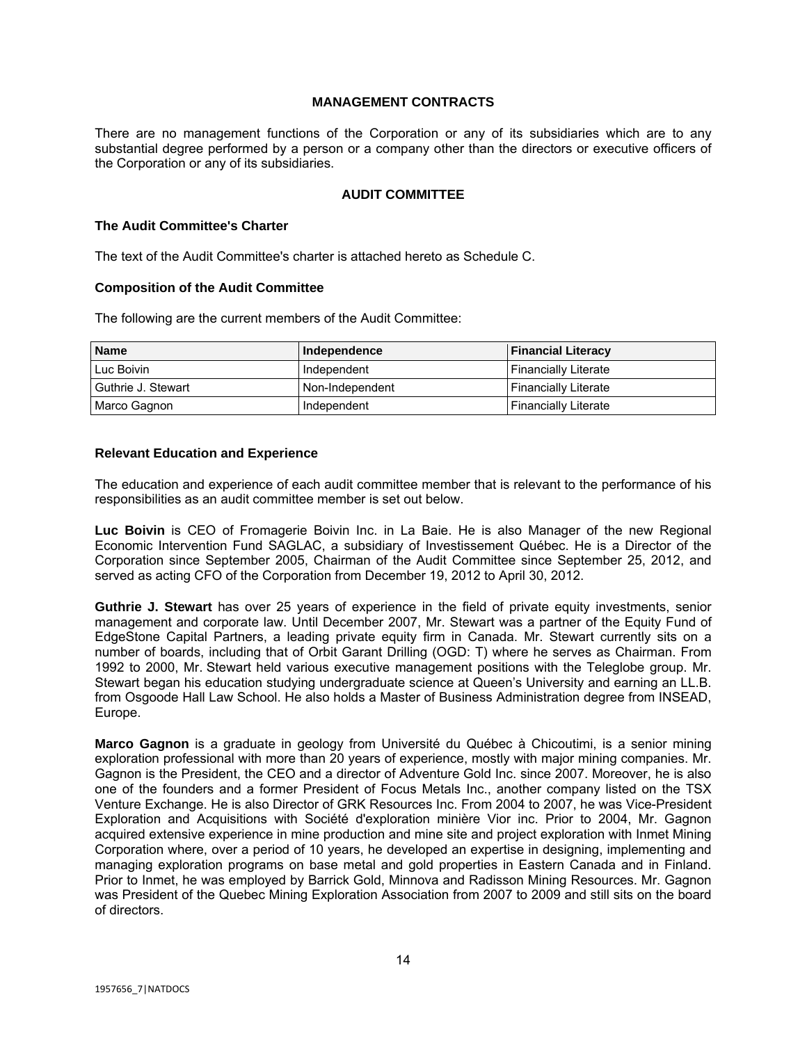## MANAGEMENT CONTRACTS

There are no management functions of the Corporation or any of its subsidiaries which are to any substantial degree performed by a person or a company other than the directors or executive officers of the Corporation or any of its subsidiaries.

## AUDIT COMMITTEE

### The Audit Committee's Charter

The text of the Audit Committee's charter is attached hereto as Schedule C.

### Composition of the Audit Committee

The following are the current members of the Audit Committee:

| Name | Independence | Financial Literacy |
|---|---|---|
| Luc Boivin | Independent | Financially Literate |
| Guthrie J. Stewart | Non-Independent | Financially Literate |
| Marco Gagnon | Independent | Financially Literate |

### Relevant Education and Experience

The education and experience of each audit committee member that is relevant to the performance of his responsibilities as an audit committee member is set out below.

**Luc Boivin** is CEO of Fromagerie Boivin Inc. in La Baie. He is also Manager of the new Regional Economic Intervention Fund SAGLAC, a subsidiary of Investissement Québec. He is a Director of the Corporation since September 2005, Chairman of the Audit Committee since September 25, 2012, and served as acting CFO of the Corporation from December 19, 2012 to April 30, 2012.

**Guthrie J. Stewart** has over 25 years of experience in the field of private equity investments, senior management and corporate law. Until December 2007, Mr. Stewart was a partner of the Equity Fund of EdgeStone Capital Partners, a leading private equity firm in Canada. Mr. Stewart currently sits on a number of boards, including that of Orbit Garant Drilling (OGD: T) where he serves as Chairman. From 1992 to 2000, Mr. Stewart held various executive management positions with the Teleglobe group. Mr. Stewart began his education studying undergraduate science at Queen's University and earning an LL.B. from Osgoode Hall Law School. He also holds a Master of Business Administration degree from INSEAD, Europe.

**Marco Gagnon** is a graduate in geology from Université du Québec à Chicoutimi, is a senior mining exploration professional with more than 20 years of experience, mostly with major mining companies. Mr. Gagnon is the President, the CEO and a director of Adventure Gold Inc. since 2007. Moreover, he is also one of the founders and a former President of Focus Metals Inc., another company listed on the TSX Venture Exchange. He is also Director of GRK Resources Inc. From 2004 to 2007, he was Vice-President Exploration and Acquisitions with Société d'exploration minière Vior inc. Prior to 2004, Mr. Gagnon acquired extensive experience in mine production and mine site and project exploration with Inmet Mining Corporation where, over a period of 10 years, he developed an expertise in designing, implementing and managing exploration programs on base metal and gold properties in Eastern Canada and in Finland. Prior to Inmet, he was employed by Barrick Gold, Minnova and Radisson Mining Resources. Mr. Gagnon was President of the Quebec Mining Exploration Association from 2007 to 2009 and still sits on the board of directors.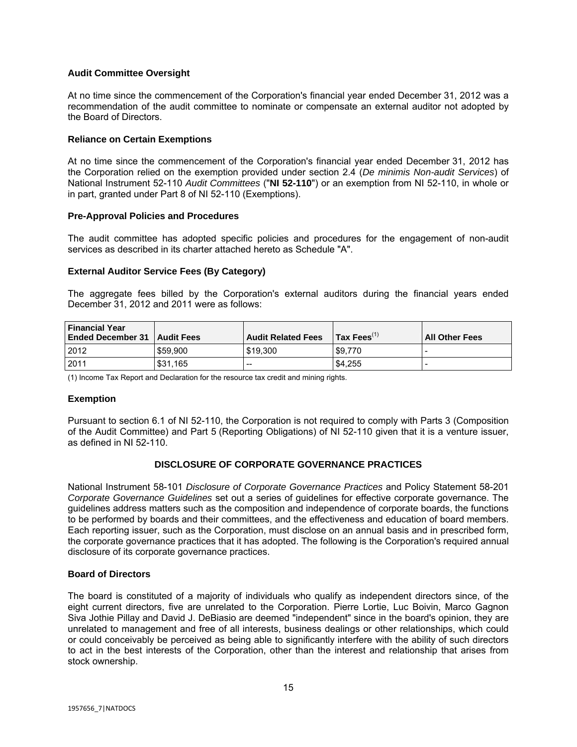### Audit Committee Oversight

At no time since the commencement of the Corporation's financial year ended December 31, 2012 was a recommendation of the audit committee to nominate or compensate an external auditor not adopted by the Board of Directors.

### Reliance on Certain Exemptions

At no time since the commencement of the Corporation's financial year ended December 31, 2012 has the Corporation relied on the exemption provided under section 2.4 (*De minimis Non-audit Services*) of National Instrument 52-110 *Audit Committees* ("**NI 52-110**") or an exemption from NI 52-110, in whole or in part, granted under Part 8 of NI 52-110 (Exemptions).

### Pre-Approval Policies and Procedures

The audit committee has adopted specific policies and procedures for the engagement of non-audit services as described in its charter attached hereto as Schedule "A".

### External Auditor Service Fees (By Category)

The aggregate fees billed by the Corporation's external auditors during the financial years ended December 31, 2012 and 2011 were as follows:

| Financial Year Ended December 31 | Audit Fees | Audit Related Fees | Tax Fees[1] | All Other Fees |
|---|---|---|---|---|
| 2012 | $59,900 | $19,300 | $9,770 | - |
| 2011 | $31,165 | -- | $4,255 | - |

(1) Income Tax Report and Declaration for the resource tax credit and mining rights.

### Exemption

Pursuant to section 6.1 of NI 52-110, the Corporation is not required to comply with Parts 3 (Composition of the Audit Committee) and Part 5 (Reporting Obligations) of NI 52-110 given that it is a venture issuer, as defined in NI 52-110.

## DISCLOSURE OF CORPORATE GOVERNANCE PRACTICES

National Instrument 58-101 *Disclosure of Corporate Governance Practices* and Policy Statement 58-201 *Corporate Governance Guidelines* set out a series of guidelines for effective corporate governance. The guidelines address matters such as the composition and independence of corporate boards, the functions to be performed by boards and their committees, and the effectiveness and education of board members. Each reporting issuer, such as the Corporation, must disclose on an annual basis and in prescribed form, the corporate governance practices that it has adopted. The following is the Corporation's required annual disclosure of its corporate governance practices.

### Board of Directors

The board is constituted of a majority of individuals who qualify as independent directors since, of the eight current directors, five are unrelated to the Corporation. Pierre Lortie, Luc Boivin, Marco Gagnon Siva Jothie Pillay and David J. DeBiasio are deemed "independent" since in the board's opinion, they are unrelated to management and free of all interests, business dealings or other relationships, which could or could conceivably be perceived as being able to significantly interfere with the ability of such directors to act in the best interests of the Corporation, other than the interest and relationship that arises from stock ownership.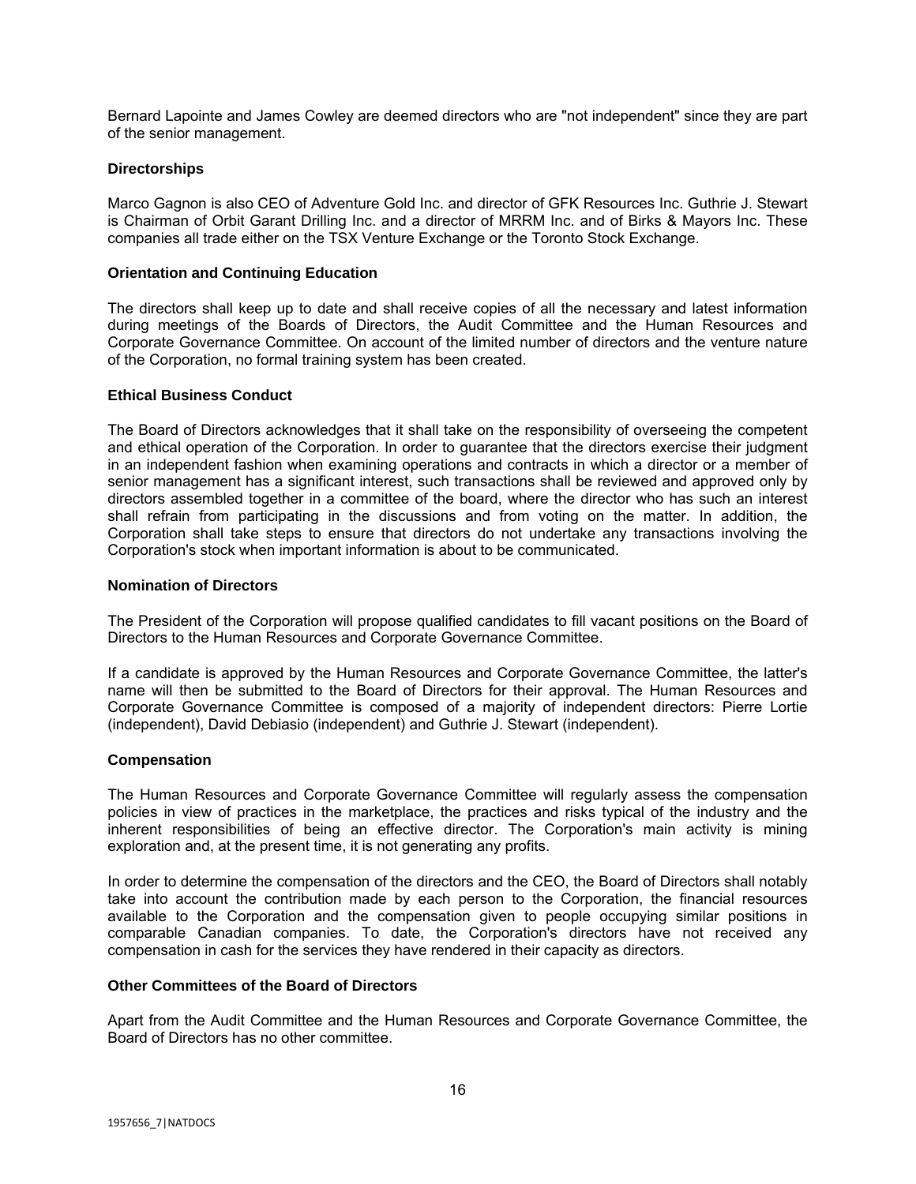Bernard Lapointe and James Cowley are deemed directors who are "not independent" since they are part of the senior management.

### Directorships

Marco Gagnon is also CEO of Adventure Gold Inc. and director of GFK Resources Inc. Guthrie J. Stewart is Chairman of Orbit Garant Drilling Inc. and a director of MRRM Inc. and of Birks & Mayors Inc. These companies all trade either on the TSX Venture Exchange or the Toronto Stock Exchange.

### Orientation and Continuing Education

The directors shall keep up to date and shall receive copies of all the necessary and latest information during meetings of the Boards of Directors, the Audit Committee and the Human Resources and Corporate Governance Committee. On account of the limited number of directors and the venture nature of the Corporation, no formal training system has been created.

### Ethical Business Conduct

The Board of Directors acknowledges that it shall take on the responsibility of overseeing the competent and ethical operation of the Corporation. In order to guarantee that the directors exercise their judgment in an independent fashion when examining operations and contracts in which a director or a member of senior management has a significant interest, such transactions shall be reviewed and approved only by directors assembled together in a committee of the board, where the director who has such an interest shall refrain from participating in the discussions and from voting on the matter. In addition, the Corporation shall take steps to ensure that directors do not undertake any transactions involving the Corporation's stock when important information is about to be communicated.

### Nomination of Directors

The President of the Corporation will propose qualified candidates to fill vacant positions on the Board of Directors to the Human Resources and Corporate Governance Committee.

If a candidate is approved by the Human Resources and Corporate Governance Committee, the latter's name will then be submitted to the Board of Directors for their approval. The Human Resources and Corporate Governance Committee is composed of a majority of independent directors: Pierre Lortie (independent), David Debiasio (independent) and Guthrie J. Stewart (independent).

### Compensation

The Human Resources and Corporate Governance Committee will regularly assess the compensation policies in view of practices in the marketplace, the practices and risks typical of the industry and the inherent responsibilities of being an effective director. The Corporation's main activity is mining exploration and, at the present time, it is not generating any profits.

In order to determine the compensation of the directors and the CEO, the Board of Directors shall notably take into account the contribution made by each person to the Corporation, the financial resources available to the Corporation and the compensation given to people occupying similar positions in comparable Canadian companies. To date, the Corporation's directors have not received any compensation in cash for the services they have rendered in their capacity as directors.

### Other Committees of the Board of Directors

Apart from the Audit Committee and the Human Resources and Corporate Governance Committee, the Board of Directors has no other committee.

1957656_7|NATDOCS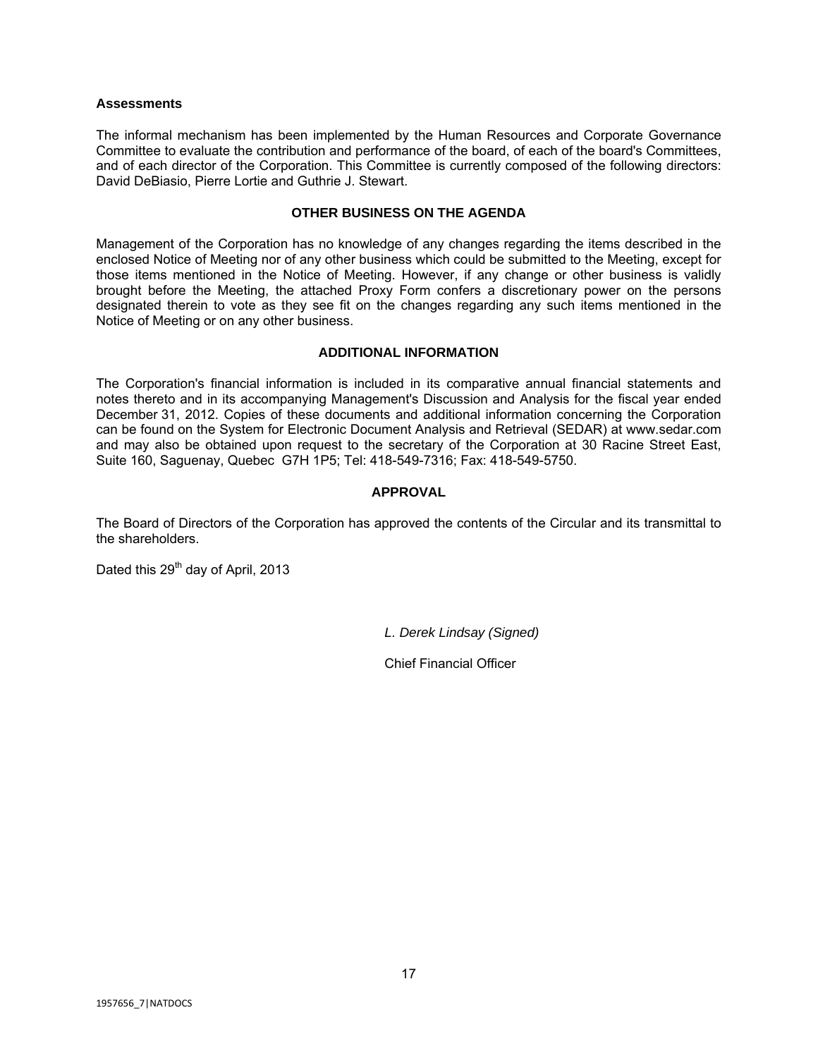### Assessments

The informal mechanism has been implemented by the Human Resources and Corporate Governance Committee to evaluate the contribution and performance of the board, of each of the board's Committees, and of each director of the Corporation. This Committee is currently composed of the following directors: David DeBiasio, Pierre Lortie and Guthrie J. Stewart.

## OTHER BUSINESS ON THE AGENDA

Management of the Corporation has no knowledge of any changes regarding the items described in the enclosed Notice of Meeting nor of any other business which could be submitted to the Meeting, except for those items mentioned in the Notice of Meeting. However, if any change or other business is validly brought before the Meeting, the attached Proxy Form confers a discretionary power on the persons designated therein to vote as they see fit on the changes regarding any such items mentioned in the Notice of Meeting or on any other business.

## ADDITIONAL INFORMATION

The Corporation's financial information is included in its comparative annual financial statements and notes thereto and in its accompanying Management's Discussion and Analysis for the fiscal year ended December 31, 2012. Copies of these documents and additional information concerning the Corporation can be found on the System for Electronic Document Analysis and Retrieval (SEDAR) at www.sedar.com and may also be obtained upon request to the secretary of the Corporation at 30 Racine Street East, Suite 160, Saguenay, Quebec G7H 1P5; Tel: 418-549-7316; Fax: 418-549-5750.

## APPROVAL

The Board of Directors of the Corporation has approved the contents of the Circular and its transmittal to the shareholders.

Dated this 29th day of April, 2013

*L. Derek Lindsay (Signed)*

Chief Financial Officer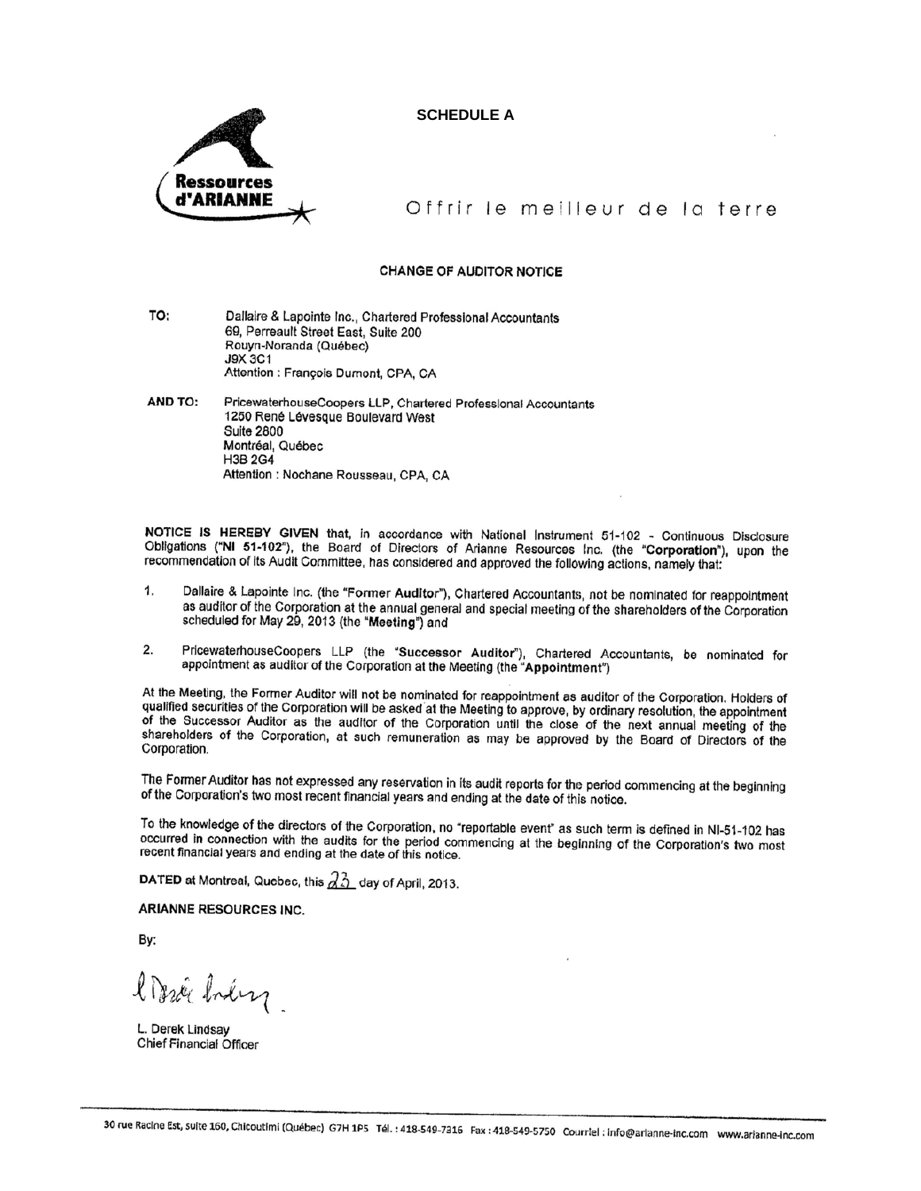**SCHEDULE A**

**Ressources d'ARIANNE**

Offrir le meilleur de la terre

**CHANGE OF AUDITOR NOTICE**

**TO:** Dallaire & Lapointe Inc., Chartered Professional Accountants
69, Perreault Street East, Suite 200
Rouyn-Noranda (Québec)
J9X 3C1
Attention : François Dumont, CPA, CA

**AND TO:** PricewaterhouseCoopers LLP, Chartered Professional Accountants
1250 René Lévesque Boulevard West
Suite 2800
Montréal, Québec
H3B 2G4
Attention : Nochane Rousseau, CPA, CA

**NOTICE IS HEREBY GIVEN** that, in accordance with National Instrument 51-102 - Continuous Disclosure Obligations ("**NI 51-102**"), the Board of Directors of Arianne Resources Inc. (the "**Corporation**"), upon the recommendation of its Audit Committee, has considered and approved the following actions, namely that:

1. Dallaire & Lapointe Inc. (the "Former **Auditor**"), Chartered Accountants, not be nominated for reappointment as auditor of the Corporation at the annual general and special meeting of the shareholders of the Corporation scheduled for May 29, 2013 (the "**Meeting**") and

2. PricewaterhouseCoopers LLP (the "**Successor Auditor**"), Chartered Accountants, be nominated for appointment as auditor of the Corporation at the Meeting (the "**Appointment**")

At the Meeting, the Former Auditor will not be nominated for reappointment as auditor of the Corporation. Holders of qualified securities of the Corporation will be asked at the Meeting to approve, by ordinary resolution, the appointment of the Successor Auditor as the auditor of the Corporation until the close of the next annual meeting of the shareholders of the Corporation, at such remuneration as may be approved by the Board of Directors of the Corporation.

The Former Auditor has not expressed any reservation in its audit reports for the period commencing at the beginning of the Corporation's two most recent financial years and ending at the date of this notice.

To the knowledge of the directors of the Corporation, no "reportable event" as such term is defined in NI-51-102 has occurred in connection with the audits for the period commencing at the beginning of the Corporation's two most recent financial years and ending at the date of this notice.

**DATED** at Montreal, Quebec, this 23 day of April, 2013.

**ARIANNE RESOURCES INC.**

By:

L. Derek Lindsay
Chief Financial Officer

30 rue Racine Est, suite 160, Chicoutimi (Québec) G7H 1P5 Tél. : 418-549-7316 Fax : 418-549-5750 Courriel : info@arianne-inc.com www.arianne-inc.com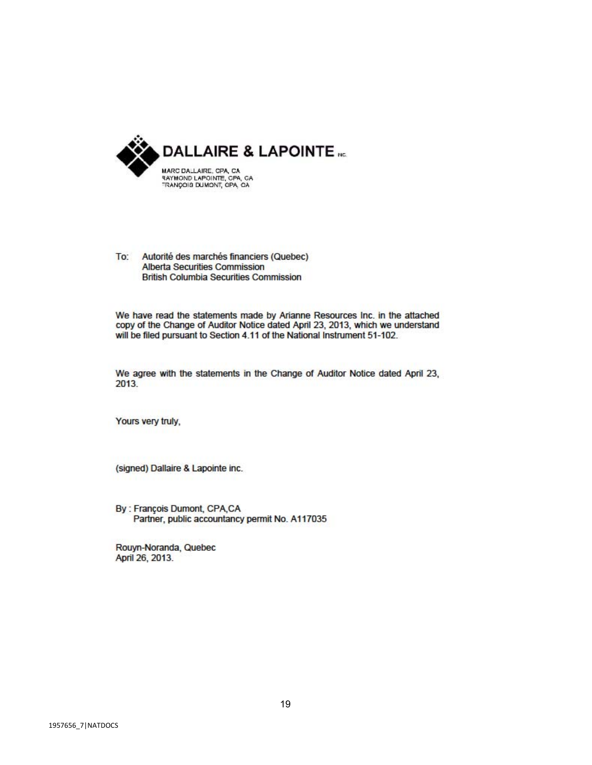**DALLAIRE & LAPOINTE** INC.

MARC DALLAIRE, CPA, CA
RAYMOND LAPOINTE, CPA, CA
FRANÇOIS DUMONT, CPA, CA

To: Autorité des marchés financiers (Quebec)
Alberta Securities Commission
British Columbia Securities Commission

We have read the statements made by Arianne Resources Inc. in the attached copy of the Change of Auditor Notice dated April 23, 2013, which we understand will be filed pursuant to Section 4.11 of the National Instrument 51-102.

We agree with the statements in the Change of Auditor Notice dated April 23, 2013.

Yours very truly,

(signed) Dallaire & Lapointe inc.

By : François Dumont, CPA,CA
Partner, public accountancy permit No. A117035

Rouyn-Noranda, Quebec
April 26, 2013.

1957656_7|NATDOCS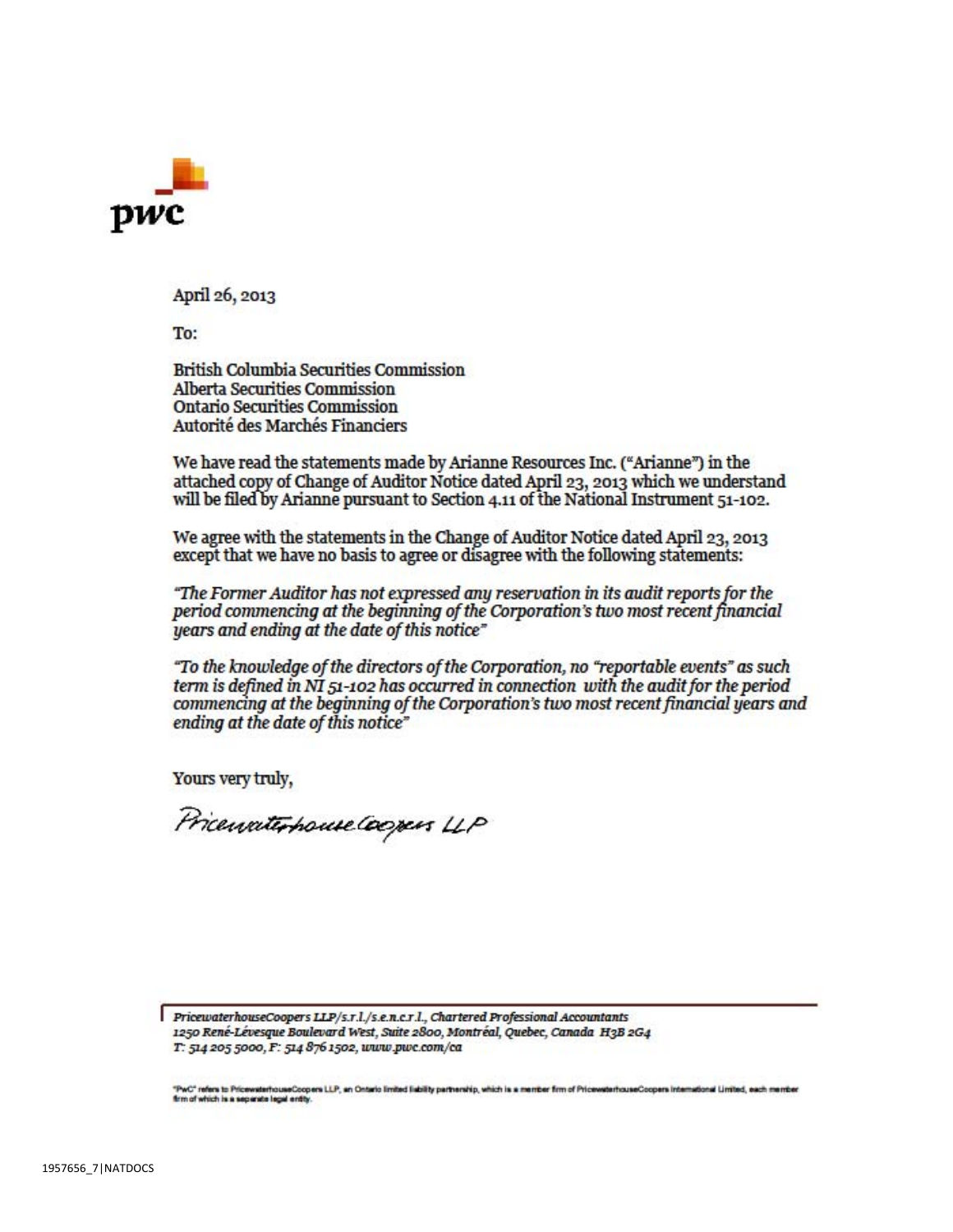pwc

April 26, 2013

To:

British Columbia Securities Commission
Alberta Securities Commission
Ontario Securities Commission
Autorité des Marchés Financiers

We have read the statements made by Arianne Resources Inc. ("Arianne") in the attached copy of Change of Auditor Notice dated April 23, 2013 which we understand will be filed by Arianne pursuant to Section 4.11 of the National Instrument 51-102.

We agree with the statements in the Change of Auditor Notice dated April 23, 2013 except that we have no basis to agree or disagree with the following statements:

*"The Former Auditor has not expressed any reservation in its audit reports for the period commencing at the beginning of the Corporation's two most recent financial years and ending at the date of this notice"*

*"To the knowledge of the directors of the Corporation, no "reportable events" as such term is defined in NI 51-102 has occurred in connection with the audit for the period commencing at the beginning of the Corporation's two most recent financial years and ending at the date of this notice"*

Yours very truly,

PricewaterhouseCoopers LLP

*PricewaterhouseCoopers LLP/s.r.l./s.e.n.c.r.l., Chartered Professional Accountants*
*1250 René-Lévesque Boulevard West, Suite 2800, Montréal, Quebec, Canada H3B 2G4*
*T: 514 205 5000, F: 514 876 1502, www.pwc.com/ca*

"PwC" refers to PricewaterhouseCoopers LLP, an Ontario limited liability partnership, which is a member firm of PricewaterhouseCoopers International Limited, each member firm of which is a separate legal entity.

1957656_7|NATDOCS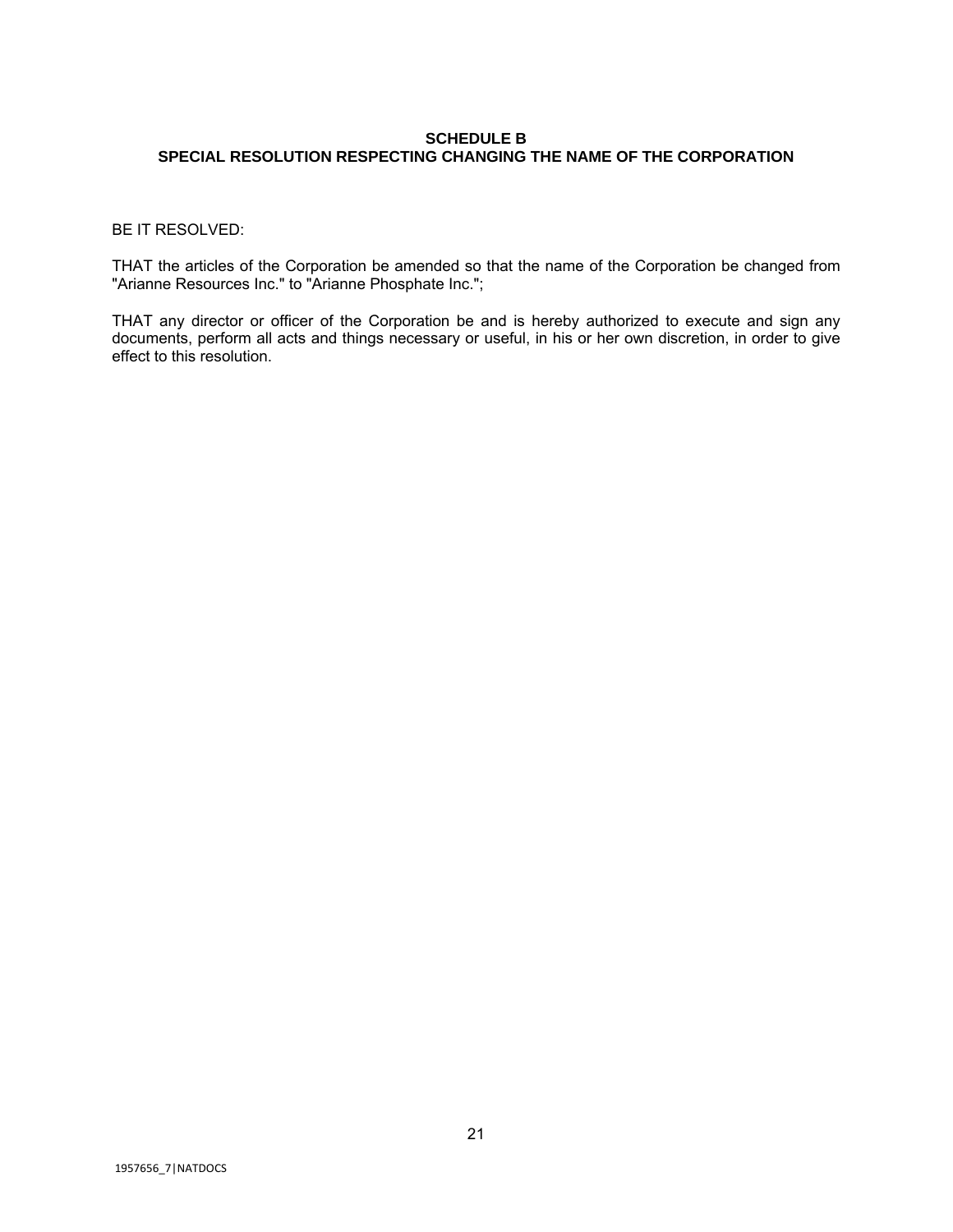## SCHEDULE B
## SPECIAL RESOLUTION RESPECTING CHANGING THE NAME OF THE CORPORATION

BE IT RESOLVED:

THAT the articles of the Corporation be amended so that the name of the Corporation be changed from "Arianne Resources Inc." to "Arianne Phosphate Inc.";

THAT any director or officer of the Corporation be and is hereby authorized to execute and sign any documents, perform all acts and things necessary or useful, in his or her own discretion, in order to give effect to this resolution.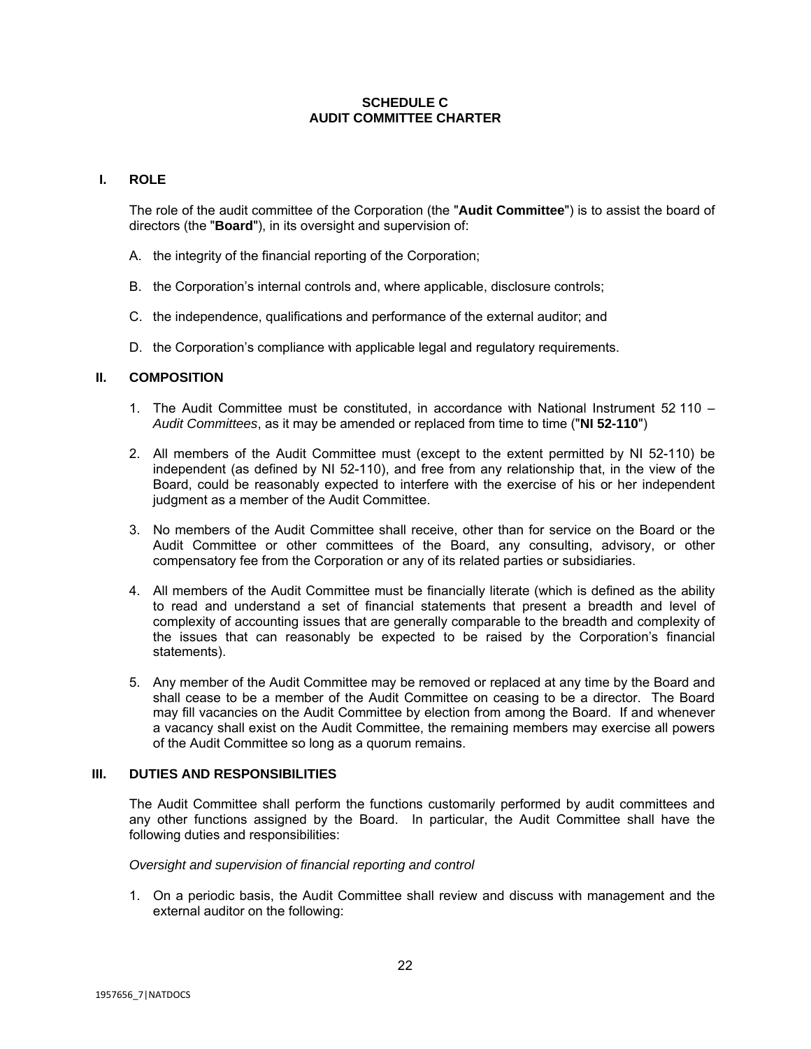# SCHEDULE C
# AUDIT COMMITTEE CHARTER

## I. ROLE

The role of the audit committee of the Corporation (the "**Audit Committee**") is to assist the board of directors (the "**Board**"), in its oversight and supervision of:

A. the integrity of the financial reporting of the Corporation;

B. the Corporation's internal controls and, where applicable, disclosure controls;

C. the independence, qualifications and performance of the external auditor; and

D. the Corporation's compliance with applicable legal and regulatory requirements.

## II. COMPOSITION

1. The Audit Committee must be constituted, in accordance with National Instrument 52 110 – *Audit Committees*, as it may be amended or replaced from time to time ("**NI 52-110**")

2. All members of the Audit Committee must (except to the extent permitted by NI 52-110) be independent (as defined by NI 52-110), and free from any relationship that, in the view of the Board, could be reasonably expected to interfere with the exercise of his or her independent judgment as a member of the Audit Committee.

3. No members of the Audit Committee shall receive, other than for service on the Board or the Audit Committee or other committees of the Board, any consulting, advisory, or other compensatory fee from the Corporation or any of its related parties or subsidiaries.

4. All members of the Audit Committee must be financially literate (which is defined as the ability to read and understand a set of financial statements that present a breadth and level of complexity of accounting issues that are generally comparable to the breadth and complexity of the issues that can reasonably be expected to be raised by the Corporation's financial statements).

5. Any member of the Audit Committee may be removed or replaced at any time by the Board and shall cease to be a member of the Audit Committee on ceasing to be a director. The Board may fill vacancies on the Audit Committee by election from among the Board. If and whenever a vacancy shall exist on the Audit Committee, the remaining members may exercise all powers of the Audit Committee so long as a quorum remains.

## III. DUTIES AND RESPONSIBILITIES

The Audit Committee shall perform the functions customarily performed by audit committees and any other functions assigned by the Board. In particular, the Audit Committee shall have the following duties and responsibilities:

*Oversight and supervision of financial reporting and control*

1. On a periodic basis, the Audit Committee shall review and discuss with management and the external auditor on the following: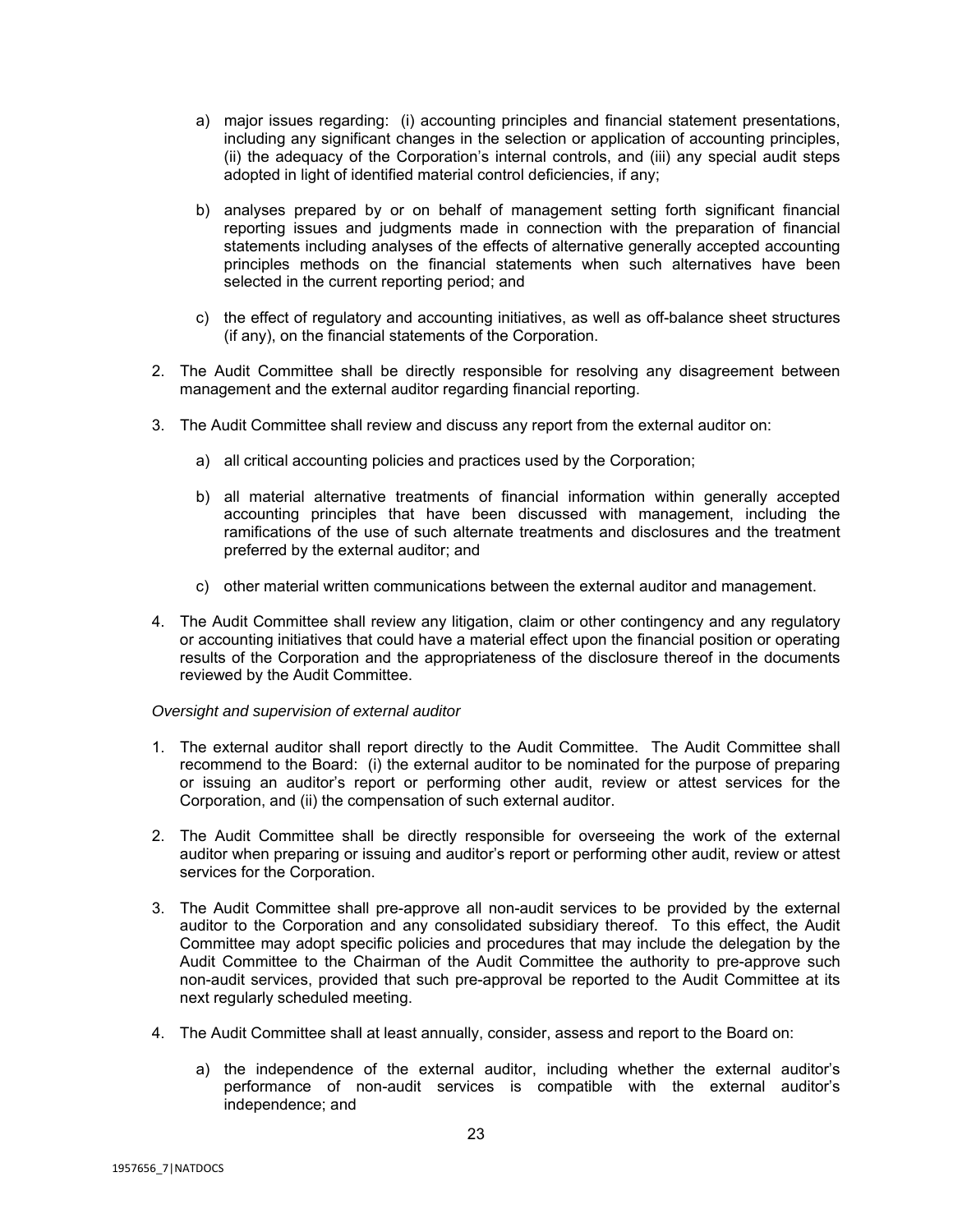a) major issues regarding: (i) accounting principles and financial statement presentations, including any significant changes in the selection or application of accounting principles, (ii) the adequacy of the Corporation's internal controls, and (iii) any special audit steps adopted in light of identified material control deficiencies, if any;

b) analyses prepared by or on behalf of management setting forth significant financial reporting issues and judgments made in connection with the preparation of financial statements including analyses of the effects of alternative generally accepted accounting principles methods on the financial statements when such alternatives have been selected in the current reporting period; and

c) the effect of regulatory and accounting initiatives, as well as off-balance sheet structures (if any), on the financial statements of the Corporation.

2. The Audit Committee shall be directly responsible for resolving any disagreement between management and the external auditor regarding financial reporting.

3. The Audit Committee shall review and discuss any report from the external auditor on:

   a) all critical accounting policies and practices used by the Corporation;

   b) all material alternative treatments of financial information within generally accepted accounting principles that have been discussed with management, including the ramifications of the use of such alternate treatments and disclosures and the treatment preferred by the external auditor; and

   c) other material written communications between the external auditor and management.

4. The Audit Committee shall review any litigation, claim or other contingency and any regulatory or accounting initiatives that could have a material effect upon the financial position or operating results of the Corporation and the appropriateness of the disclosure thereof in the documents reviewed by the Audit Committee.

*Oversight and supervision of external auditor*

1. The external auditor shall report directly to the Audit Committee. The Audit Committee shall recommend to the Board: (i) the external auditor to be nominated for the purpose of preparing or issuing an auditor's report or performing other audit, review or attest services for the Corporation, and (ii) the compensation of such external auditor.

2. The Audit Committee shall be directly responsible for overseeing the work of the external auditor when preparing or issuing and auditor's report or performing other audit, review or attest services for the Corporation.

3. The Audit Committee shall pre-approve all non-audit services to be provided by the external auditor to the Corporation and any consolidated subsidiary thereof. To this effect, the Audit Committee may adopt specific policies and procedures that may include the delegation by the Audit Committee to the Chairman of the Audit Committee the authority to pre-approve such non-audit services, provided that such pre-approval be reported to the Audit Committee at its next regularly scheduled meeting.

4. The Audit Committee shall at least annually, consider, assess and report to the Board on:

   a) the independence of the external auditor, including whether the external auditor's performance of non-audit services is compatible with the external auditor's independence; and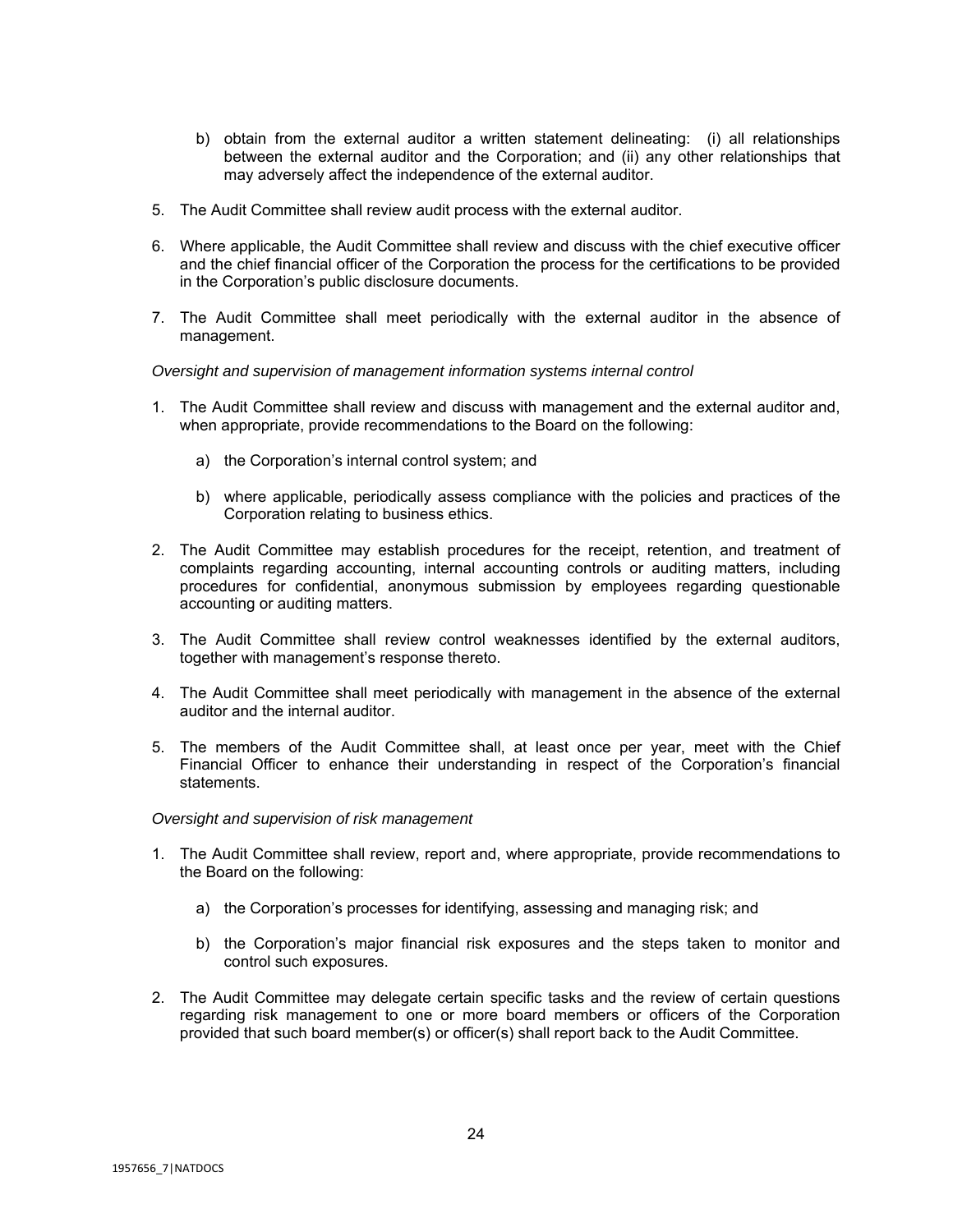b) obtain from the external auditor a written statement delineating: (i) all relationships between the external auditor and the Corporation; and (ii) any other relationships that may adversely affect the independence of the external auditor.

5. The Audit Committee shall review audit process with the external auditor.

6. Where applicable, the Audit Committee shall review and discuss with the chief executive officer and the chief financial officer of the Corporation the process for the certifications to be provided in the Corporation's public disclosure documents.

7. The Audit Committee shall meet periodically with the external auditor in the absence of management.

*Oversight and supervision of management information systems internal control*

1. The Audit Committee shall review and discuss with management and the external auditor and, when appropriate, provide recommendations to the Board on the following:

   a) the Corporation's internal control system; and

   b) where applicable, periodically assess compliance with the policies and practices of the Corporation relating to business ethics.

2. The Audit Committee may establish procedures for the receipt, retention, and treatment of complaints regarding accounting, internal accounting controls or auditing matters, including procedures for confidential, anonymous submission by employees regarding questionable accounting or auditing matters.

3. The Audit Committee shall review control weaknesses identified by the external auditors, together with management's response thereto.

4. The Audit Committee shall meet periodically with management in the absence of the external auditor and the internal auditor.

5. The members of the Audit Committee shall, at least once per year, meet with the Chief Financial Officer to enhance their understanding in respect of the Corporation's financial statements.

*Oversight and supervision of risk management*

1. The Audit Committee shall review, report and, where appropriate, provide recommendations to the Board on the following:

   a) the Corporation's processes for identifying, assessing and managing risk; and

   b) the Corporation's major financial risk exposures and the steps taken to monitor and control such exposures.

2. The Audit Committee may delegate certain specific tasks and the review of certain questions regarding risk management to one or more board members or officers of the Corporation provided that such board member(s) or officer(s) shall report back to the Audit Committee.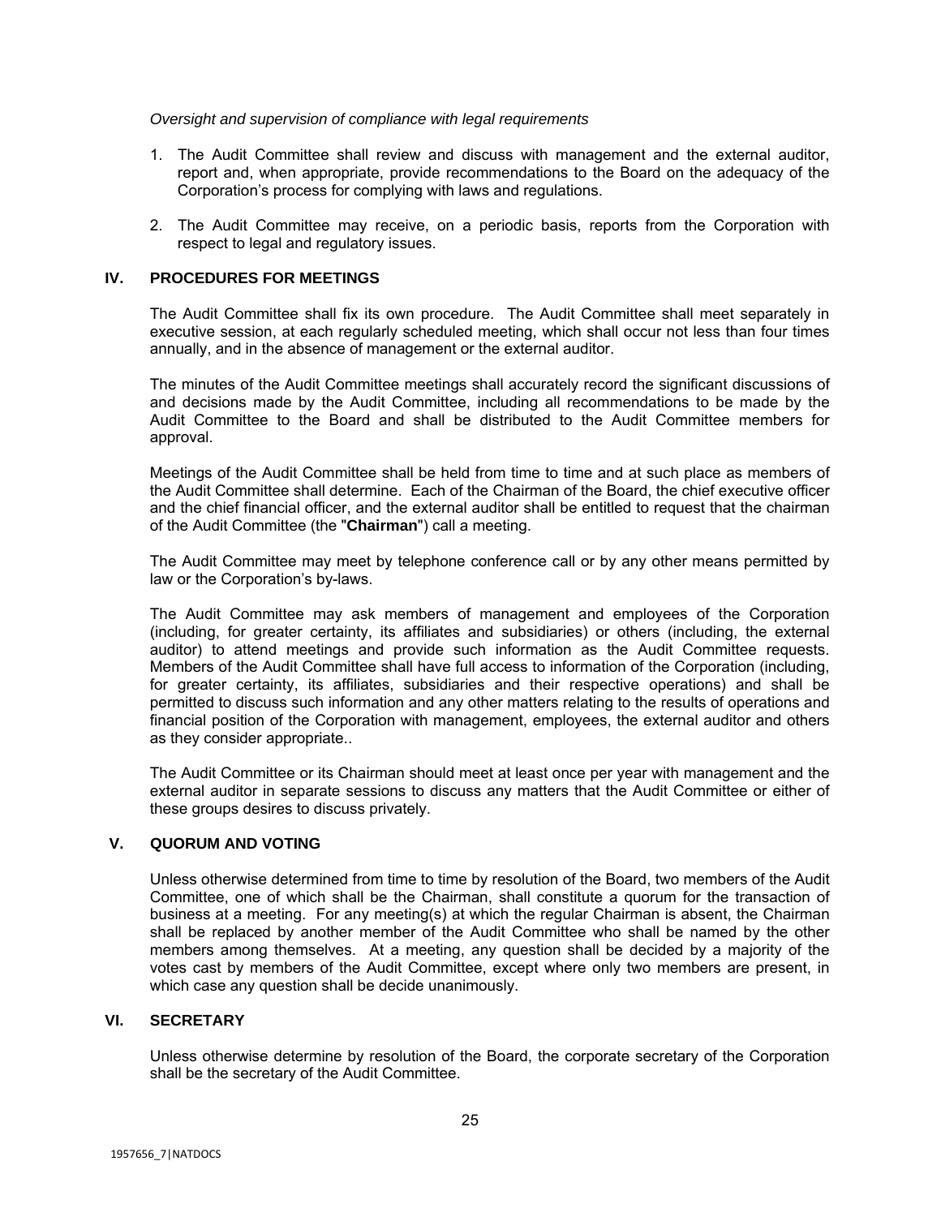*Oversight and supervision of compliance with legal requirements*

1. The Audit Committee shall review and discuss with management and the external auditor, report and, when appropriate, provide recommendations to the Board on the adequacy of the Corporation's process for complying with laws and regulations.

2. The Audit Committee may receive, on a periodic basis, reports from the Corporation with respect to legal and regulatory issues.

## IV. PROCEDURES FOR MEETINGS

The Audit Committee shall fix its own procedure. The Audit Committee shall meet separately in executive session, at each regularly scheduled meeting, which shall occur not less than four times annually, and in the absence of management or the external auditor.

The minutes of the Audit Committee meetings shall accurately record the significant discussions of and decisions made by the Audit Committee, including all recommendations to be made by the Audit Committee to the Board and shall be distributed to the Audit Committee members for approval.

Meetings of the Audit Committee shall be held from time to time and at such place as members of the Audit Committee shall determine. Each of the Chairman of the Board, the chief executive officer and the chief financial officer, and the external auditor shall be entitled to request that the chairman of the Audit Committee (the "**Chairman**") call a meeting.

The Audit Committee may meet by telephone conference call or by any other means permitted by law or the Corporation's by-laws.

The Audit Committee may ask members of management and employees of the Corporation (including, for greater certainty, its affiliates and subsidiaries) or others (including, the external auditor) to attend meetings and provide such information as the Audit Committee requests. Members of the Audit Committee shall have full access to information of the Corporation (including, for greater certainty, its affiliates, subsidiaries and their respective operations) and shall be permitted to discuss such information and any other matters relating to the results of operations and financial position of the Corporation with management, employees, the external auditor and others as they consider appropriate..

The Audit Committee or its Chairman should meet at least once per year with management and the external auditor in separate sessions to discuss any matters that the Audit Committee or either of these groups desires to discuss privately.

## V. QUORUM AND VOTING

Unless otherwise determined from time to time by resolution of the Board, two members of the Audit Committee, one of which shall be the Chairman, shall constitute a quorum for the transaction of business at a meeting. For any meeting(s) at which the regular Chairman is absent, the Chairman shall be replaced by another member of the Audit Committee who shall be named by the other members among themselves. At a meeting, any question shall be decided by a majority of the votes cast by members of the Audit Committee, except where only two members are present, in which case any question shall be decide unanimously.

## VI. SECRETARY

Unless otherwise determine by resolution of the Board, the corporate secretary of the Corporation shall be the secretary of the Audit Committee.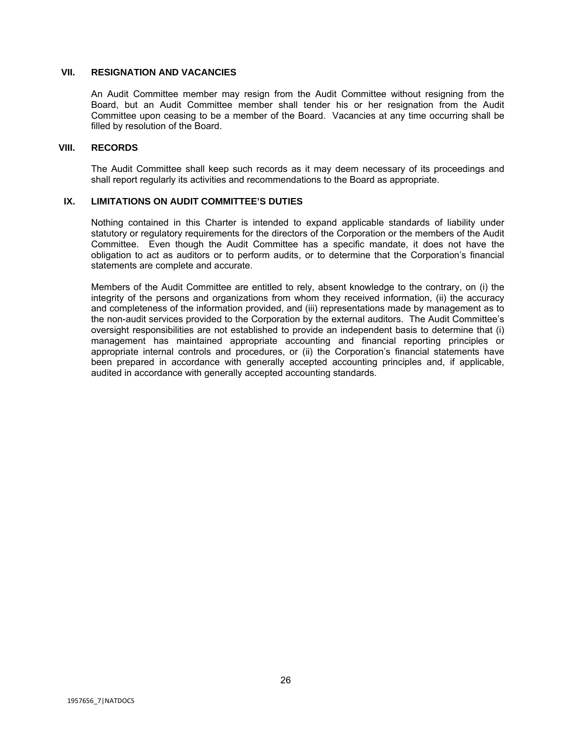## VII. RESIGNATION AND VACANCIES

An Audit Committee member may resign from the Audit Committee without resigning from the Board, but an Audit Committee member shall tender his or her resignation from the Audit Committee upon ceasing to be a member of the Board. Vacancies at any time occurring shall be filled by resolution of the Board.

## VIII. RECORDS

The Audit Committee shall keep such records as it may deem necessary of its proceedings and shall report regularly its activities and recommendations to the Board as appropriate.

## IX. LIMITATIONS ON AUDIT COMMITTEE'S DUTIES

Nothing contained in this Charter is intended to expand applicable standards of liability under statutory or regulatory requirements for the directors of the Corporation or the members of the Audit Committee. Even though the Audit Committee has a specific mandate, it does not have the obligation to act as auditors or to perform audits, or to determine that the Corporation's financial statements are complete and accurate.

Members of the Audit Committee are entitled to rely, absent knowledge to the contrary, on (i) the integrity of the persons and organizations from whom they received information, (ii) the accuracy and completeness of the information provided, and (iii) representations made by management as to the non-audit services provided to the Corporation by the external auditors. The Audit Committee's oversight responsibilities are not established to provide an independent basis to determine that (i) management has maintained appropriate accounting and financial reporting principles or appropriate internal controls and procedures, or (ii) the Corporation's financial statements have been prepared in accordance with generally accepted accounting principles and, if applicable, audited in accordance with generally accepted accounting standards.